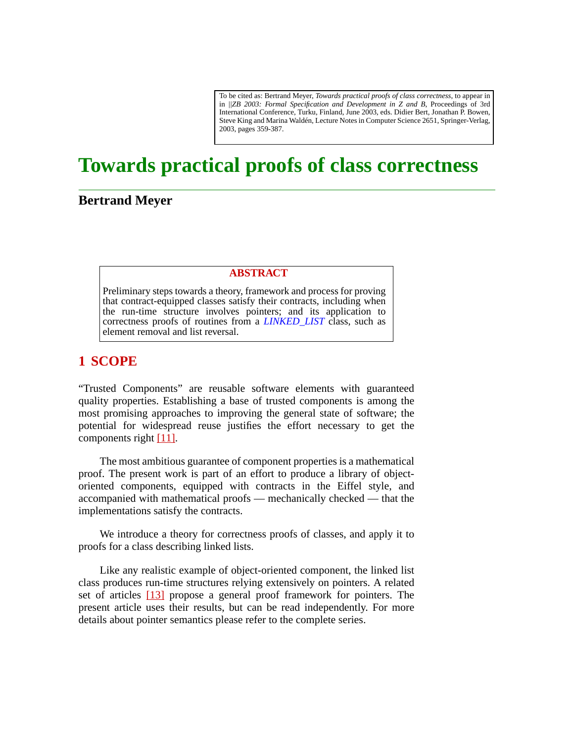To be cited as: Bertrand Meyer, *Towards practical proofs of class correctness*, to appear in in ||*ZB 2003: Formal Specification and Development in Z and B*, Proceedings of 3rd International Conference, Turku, Finland, June 2003, eds. Didier Bert, Jonathan P. Bowen, Steve King and Marina Waldén, Lecture Notes in Computer Science 2651, Springer-Verlag, 2003, pages 359-387.

# Towards practical proofs of class correctness

**Bertrand Meyer**

**ABSTRACT**

Preliminary steps towards a theory, framework and process for proving that contract-equipped classes satisfy their contracts, including when the run-time structure involves pointers; and its application to correctness proofs of routines from a *LINKED_LIST* class, such as element removal and list reversal.

## 1 SCOPE

"Trusted Components" are reusable software elements with guaranteed quality properties. Establishing a base of trusted components is among the most promising approaches to improving the general state of software; the potential for widespread reuse justifies the effort necessary to get the components right [11].

The most ambitious guarantee of component properties is a mathematical proof. The present work is part of an effort to produce a library of object-oriented components, equipped with contracts in the Eiffel style, and accompanied with mathematical proofs — mechanically checked — that the implementations satisfy the contracts.

We introduce a theory for correctness proofs of classes, and apply it to proofs for a class describing linked lists.

Like any realistic example of object-oriented component, the linked list class produces run-time structures relying extensively on pointers. A related set of articles [13] propose a general proof framework for pointers. The present article uses their results, but can be read independently. For more details about pointer semantics please refer to the complete series.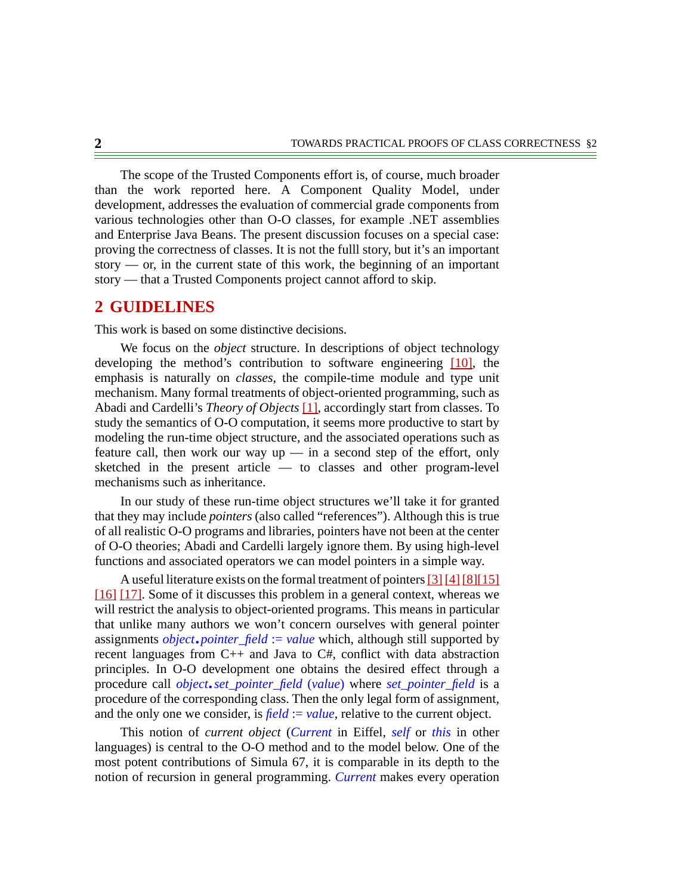The scope of the Trusted Components effort is, of course, much broader than the work reported here. A Component Quality Model, under development, addresses the evaluation of commercial grade components from various technologies other than O-O classes, for example .NET assemblies and Enterprise Java Beans. The present discussion focuses on a special case: proving the correctness of classes. It is not the fulll story, but it's an important story — or, in the current state of this work, the beginning of an important story — that a Trusted Components project cannot afford to skip.

## 2 GUIDELINES

This work is based on some distinctive decisions.

We focus on the *object* structure. In descriptions of object technology developing the method's contribution to software engineering [10], the emphasis is naturally on *classes*, the compile-time module and type unit mechanism. Many formal treatments of object-oriented programming, such as Abadi and Cardelli's *Theory of Objects* [1], accordingly start from classes. To study the semantics of O-O computation, it seems more productive to start by modeling the run-time object structure, and the associated operations such as feature call, then work our way up — in a second step of the effort, only sketched in the present article — to classes and other program-level mechanisms such as inheritance.

In our study of these run-time object structures we'll take it for granted that they may include *pointers* (also called "references"). Although this is true of all realistic O-O programs and libraries, pointers have not been at the center of O-O theories; Abadi and Cardelli largely ignore them. By using high-level functions and associated operators we can model pointers in a simple way.

A useful literature exists on the formal treatment of pointers [3] [4] [8][15] [16] [17]. Some of it discusses this problem in a general context, whereas we will restrict the analysis to object-oriented programs. This means in particular that unlike many authors we won't concern ourselves with general pointer assignments *object*.*pointer_field* := *value* which, although still supported by recent languages from C++ and Java to C#, conflict with data abstraction principles. In O-O development one obtains the desired effect through a procedure call *object*.*set_pointer_field* (*value*) where *set_pointer_field* is a procedure of the corresponding class. Then the only legal form of assignment, and the only one we consider, is *field* := *value*, relative to the current object.

This notion of *current object* (*Current* in Eiffel, *self* or *this* in other languages) is central to the O-O method and to the model below. One of the most potent contributions of Simula 67, it is comparable in its depth to the notion of recursion in general programming. *Current* makes every operation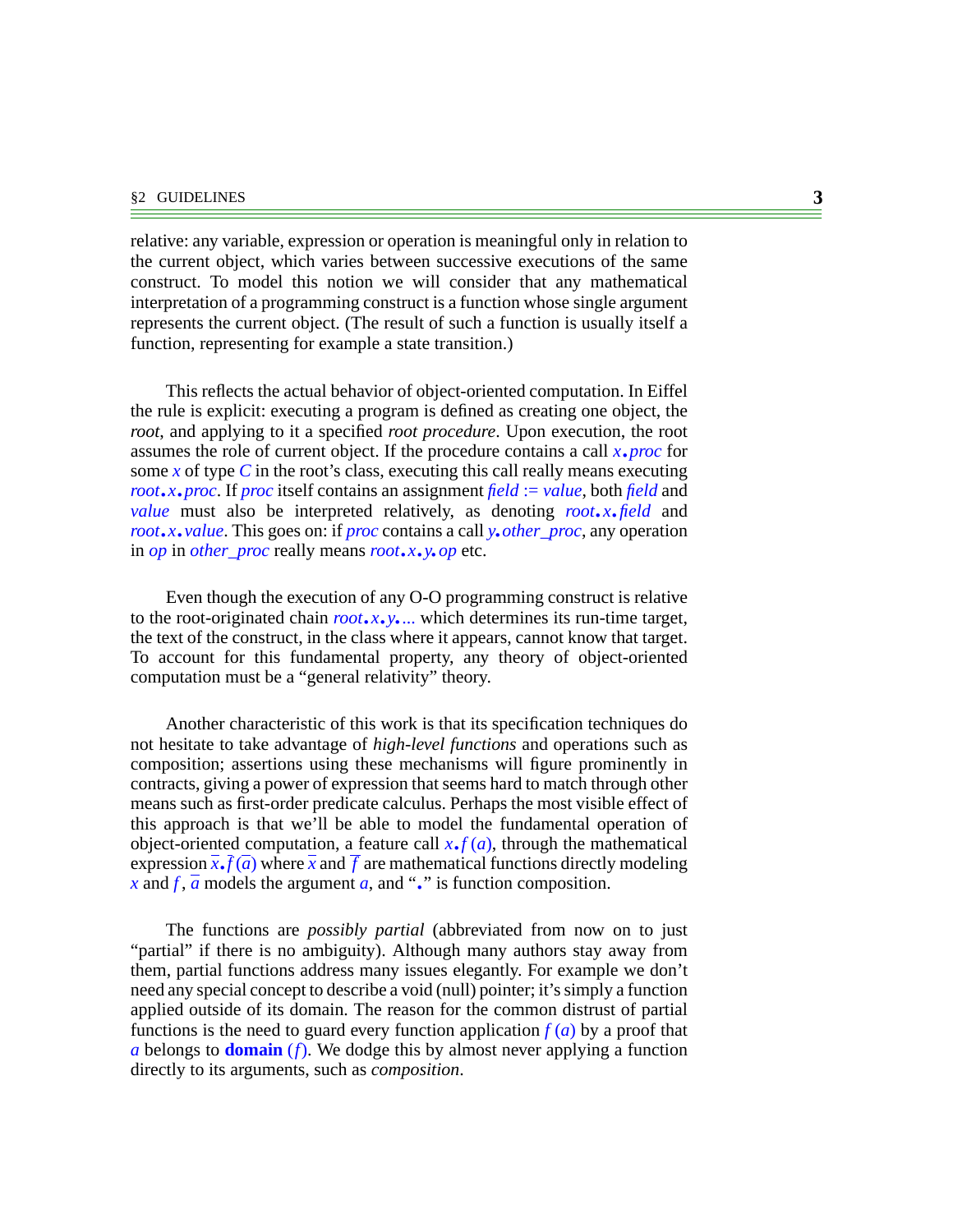relative: any variable, expression or operation is meaningful only in relation to the current object, which varies between successive executions of the same construct. To model this notion we will consider that any mathematical interpretation of a programming construct is a function whose single argument represents the current object. (The result of such a function is usually itself a function, representing for example a state transition.)

This reflects the actual behavior of object-oriented computation. In Eiffel the rule is explicit: executing a program is defined as creating one object, the *root*, and applying to it a specified *root procedure*. Upon execution, the root assumes the role of current object. If the procedure contains a call *x*.*proc* for some *x* of type *C* in the root's class, executing this call really means executing *root*.*x*.*proc*. If *proc* itself contains an assignment *field* := *value*, both *field* and *value* must also be interpreted relatively, as denoting *root*.*x*.*field* and *root*.*x*.*value*. This goes on: if *proc* contains a call *y*.*other_proc*, any operation in *op* in *other_proc* really means *root*.*x*.*y*.*op* etc.

Even though the execution of any O-O programming construct is relative to the root-originated chain *root*.*x*.*y*.... which determines its run-time target, the text of the construct, in the class where it appears, cannot know that target. To account for this fundamental property, any theory of object-oriented computation must be a "general relativity" theory.

Another characteristic of this work is that its specification techniques do not hesitate to take advantage of *high-level functions* and operations such as composition; assertions using these mechanisms will figure prominently in contracts, giving a power of expression that seems hard to match through other means such as first-order predicate calculus. Perhaps the most visible effect of this approach is that we'll be able to model the fundamental operation of object-oriented computation, a feature call $x.f(a)$, through the mathematical expression $\overline{x}.\overline{f}(\overline{a})$ where $\overline{x}$ and $\overline{f}$ are mathematical functions directly modeling $x$ and $f$, $\overline{a}$ models the argument $a$, and "." is function composition.

The functions are *possibly partial* (abbreviated from now on to just "partial" if there is no ambiguity). Although many authors stay away from them, partial functions address many issues elegantly. For example we don't need any special concept to describe a void (null) pointer; it's simply a function applied outside of its domain. The reason for the common distrust of partial functions is the need to guard every function application $f(a)$ by a proof that $a$ belongs to **domain** $(f)$. We dodge this by almost never applying a function directly to its arguments, such as *composition*.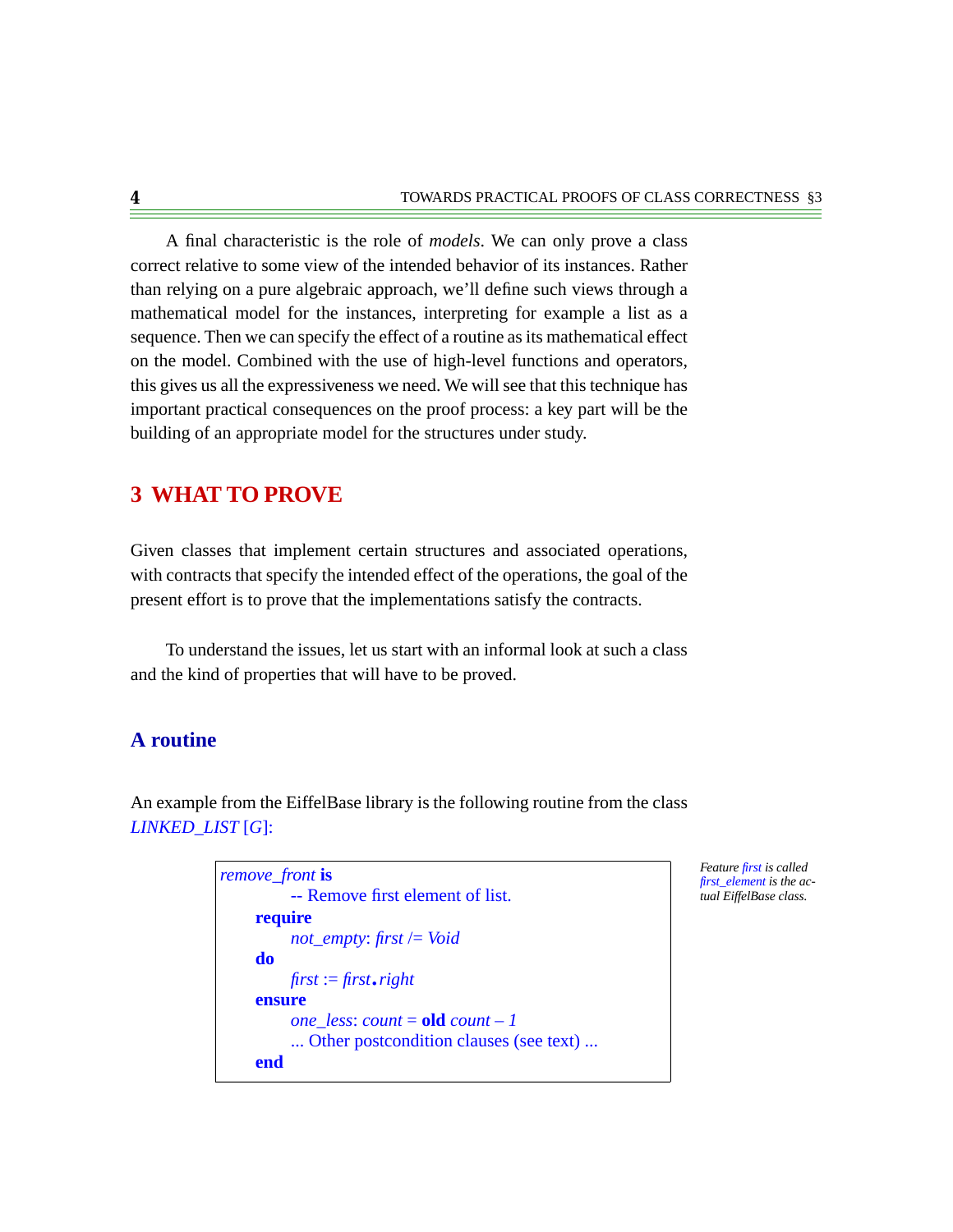A final characteristic is the role of *models*. We can only prove a class correct relative to some view of the intended behavior of its instances. Rather than relying on a pure algebraic approach, we'll define such views through a mathematical model for the instances, interpreting for example a list as a sequence. Then we can specify the effect of a routine as its mathematical effect on the model. Combined with the use of high-level functions and operators, this gives us all the expressiveness we need. We will see that this technique has important practical consequences on the proof process: a key part will be the building of an appropriate model for the structures under study.

# 3 WHAT TO PROVE

Given classes that implement certain structures and associated operations, with contracts that specify the intended effect of the operations, the goal of the present effort is to prove that the implementations satisfy the contracts.

To understand the issues, let us start with an informal look at such a class and the kind of properties that will have to be proved.

## A routine

An example from the EiffelBase library is the following routine from the class *LINKED_LIST* [*G*]:

```
remove_front is
        -- Remove first element of list.
    require
        not_empty: first /= Void
    do
        first := first.right
    ensure
        one_less: count = old count – 1
        ... Other postcondition clauses (see text) ...
    end
```

*Feature first is called first_element is the actual EiffelBase class.*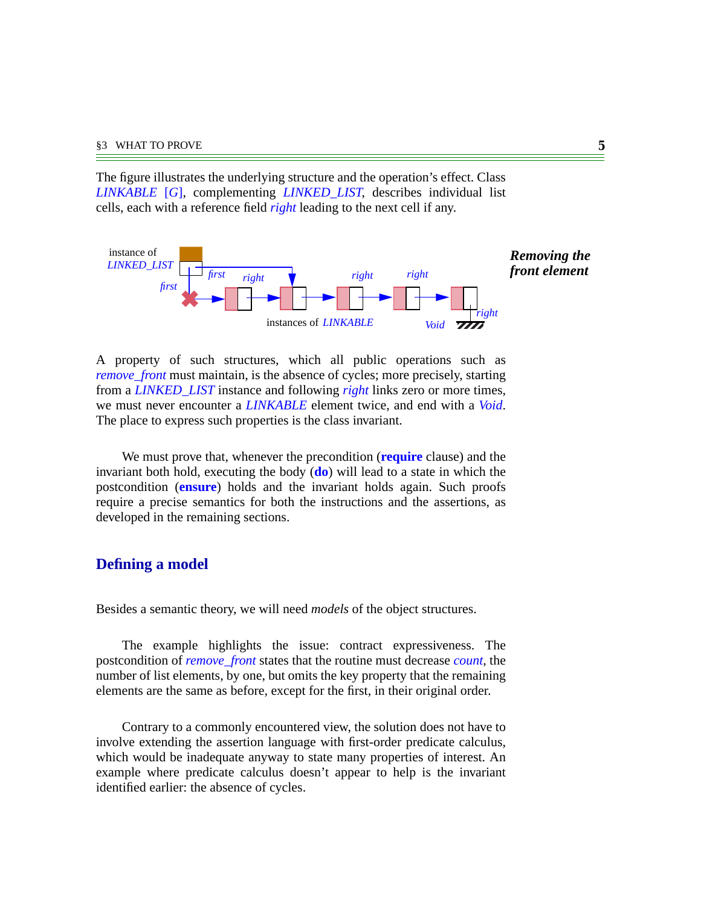The figure illustrates the underlying structure and the operation's effect. Class *LINKABLE [G]*, complementing *LINKED_LIST*, describes individual list cells, each with a reference field *right* leading to the next cell if any.

***Removing the front element***

A property of such structures, which all public operations such as *remove_front* must maintain, is the absence of cycles; more precisely, starting from a *LINKED_LIST* instance and following *right* links zero or more times, we must never encounter a *LINKABLE* element twice, and end with a *Void*. The place to express such properties is the class invariant.

We must prove that, whenever the precondition (**require** clause) and the invariant both hold, executing the body (**do**) will lead to a state in which the postcondition (**ensure**) holds and the invariant holds again. Such proofs require a precise semantics for both the instructions and the assertions, as developed in the remaining sections.

## Defining a model

Besides a semantic theory, we will need *models* of the object structures.

The example highlights the issue: contract expressiveness. The postcondition of *remove_front* states that the routine must decrease *count*, the number of list elements, by one, but omits the key property that the remaining elements are the same as before, except for the first, in their original order.

Contrary to a commonly encountered view, the solution does not have to involve extending the assertion language with first-order predicate calculus, which would be inadequate anyway to state many properties of interest. An example where predicate calculus doesn't appear to help is the invariant identified earlier: the absence of cycles.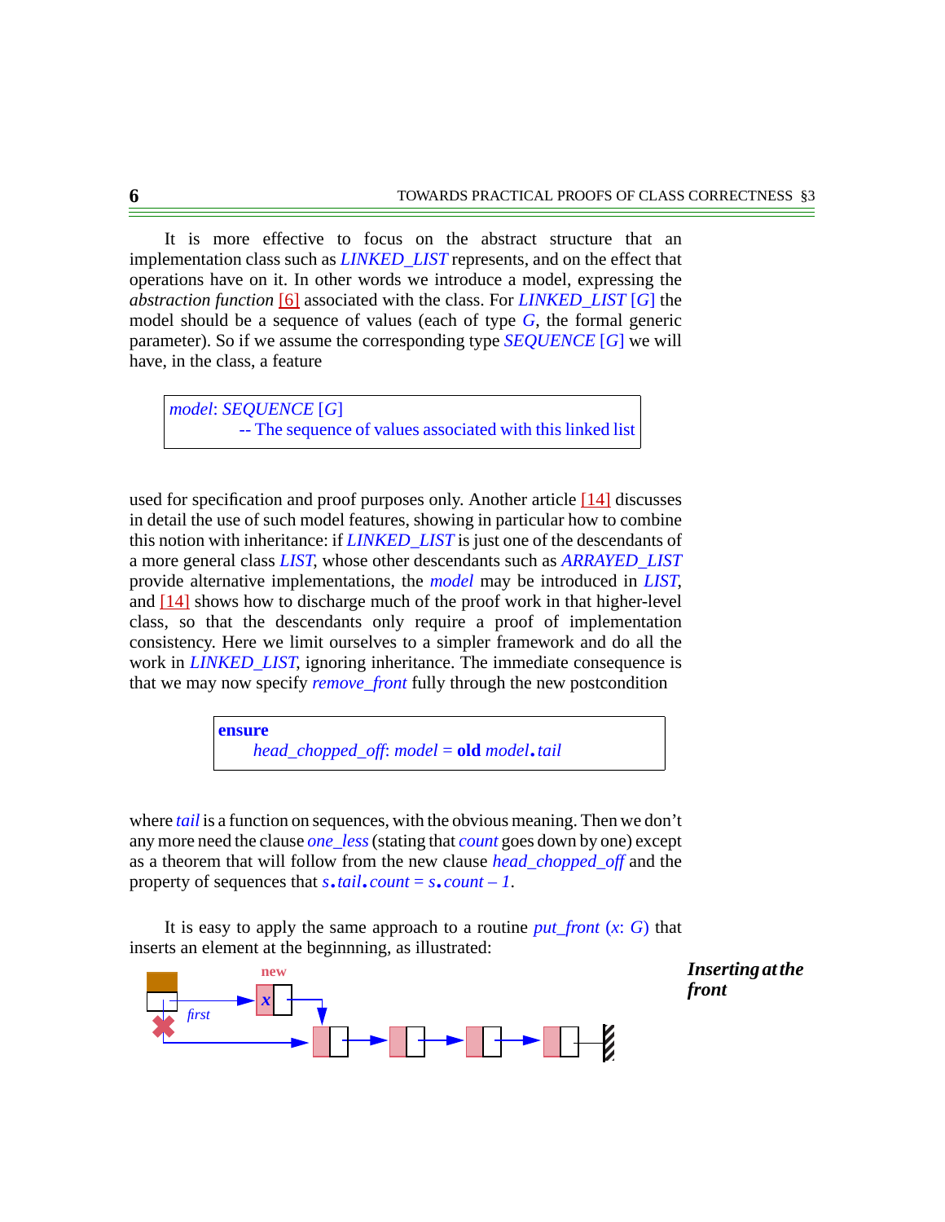It is more effective to focus on the abstract structure that an implementation class such as *LINKED_LIST* represents, and on the effect that operations have on it. In other words we introduce a model, expressing the *abstraction function* [6] associated with the class. For *LINKED_LIST* [*G*] the model should be a sequence of values (each of type *G*, the formal generic parameter). So if we assume the corresponding type *SEQUENCE* [*G*] we will have, in the class, a feature

```
model: SEQUENCE [G]
        -- The sequence of values associated with this linked list
```

used for specification and proof purposes only. Another article [14] discusses in detail the use of such model features, showing in particular how to combine this notion with inheritance: if *LINKED_LIST* is just one of the descendants of a more general class *LIST*, whose other descendants such as *ARRAYED_LIST* provide alternative implementations, the *model* may be introduced in *LIST*, and [14] shows how to discharge much of the proof work in that higher-level class, so that the descendants only require a proof of implementation consistency. Here we limit ourselves to a simpler framework and do all the work in *LINKED_LIST*, ignoring inheritance. The immediate consequence is that we may now specify *remove_front* fully through the new postcondition

```
ensure
    head_chopped_off: model = old model.tail
```

where *tail* is a function on sequences, with the obvious meaning. Then we don't any more need the clause *one_less* (stating that *count* goes down by one) except as a theorem that will follow from the new clause *head_chopped_off* and the property of sequences that *s.tail.count* = *s.count* – *1*.

It is easy to apply the same approach to a routine *put_front* (*x*: *G*) that inserts an element at the beginnning, as illustrated:

***Inserting at the front***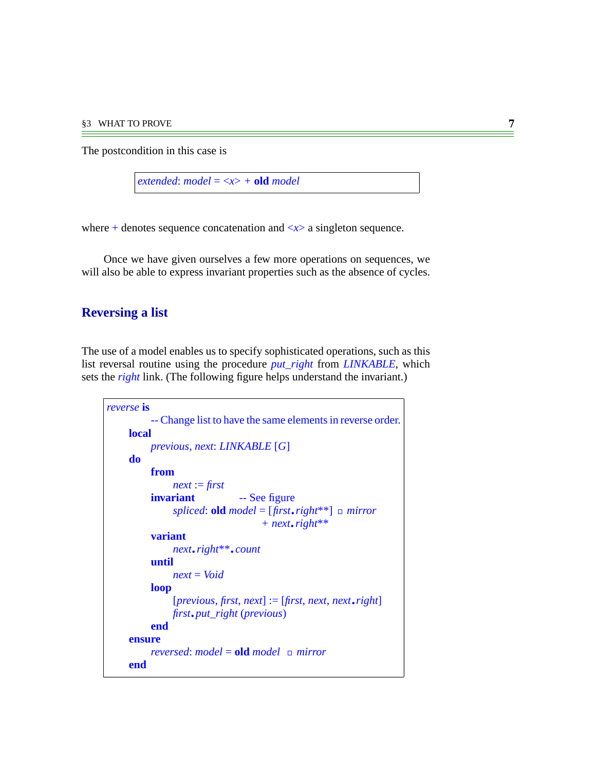The postcondition in this case is

```
extended: model = <x> + old model
```

where + denotes sequence concatenation and <x> a singleton sequence.

Once we have given ourselves a few more operations on sequences, we will also be able to express invariant properties such as the absence of cycles.

## Reversing a list

The use of a model enables us to specify sophisticated operations, such as this list reversal routine using the procedure *put_right* from *LINKABLE*, which sets the *right* link. (The following figure helps understand the invariant.)

```
reverse is
        -- Change list to have the same elements in reverse order.
    local
        previous, next: LINKABLE [G]
    do
        from
            next := first
        invariant           -- See figure
            spliced: old model = [first.right**] □ mirror
                                + next.right**
        variant
            next.right**.count
        until
            next = Void
        loop
            [previous, first, next] := [first, next, next.right]
            first.put_right (previous)
        end
    ensure
        reversed: model = old model □ mirror
    end
```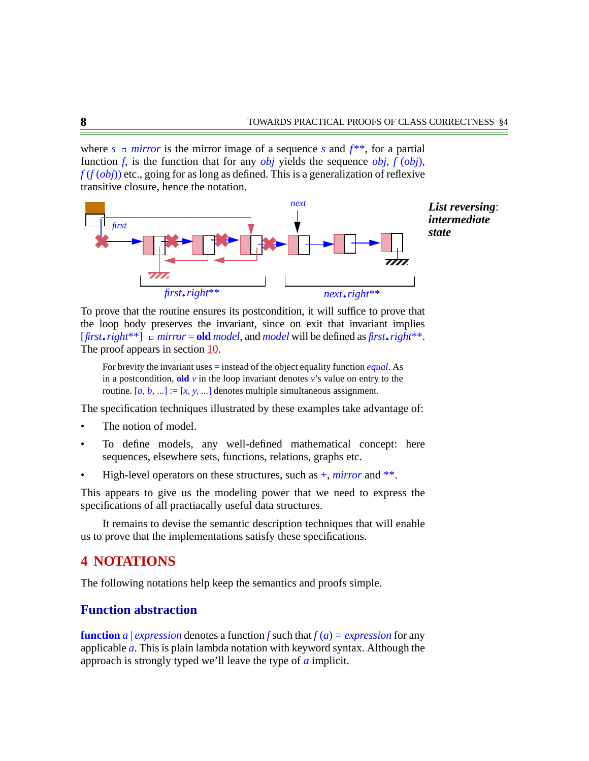where $s$ ◽ *mirror* is the mirror image of a sequence $s$ and $f$**, for a partial function $f$, is the function that for any *obj* yields the sequence *obj*, $f$ (*obj*), $f$ ($f$ (*obj*)) etc., going for as long as defined. This is a generalization of reflexive transitive closure, hence the notation.

*first* *next* *first*.*right*** *next*.*right***

***List reversing*: *intermediate state***

To prove that the routine ensures its postcondition, it will suffice to prove that the loop body preserves the invariant, since on exit that invariant implies [*first*.*right***] ◽ *mirror* = **old** *model*, and *model* will be defined as *first*.*right***. The proof appears in section 10.

For brevity the invariant uses = instead of the object equality function *equal*. As in a postcondition, **old** *v* in the loop invariant denotes *v*'s value on entry to the routine. [*a*, *b*, ...] := [*x*, *y*, ...] denotes multiple simultaneous assignment.

The specification techniques illustrated by these examples take advantage of:

- The notion of model.
- To define models, any well-defined mathematical concept: here sequences, elsewhere sets, functions, relations, graphs etc.
- High-level operators on these structures, such as +, *mirror* and **.

This appears to give us the modeling power that we need to express the specifications of all practiacally useful data structures.

It remains to devise the semantic description techniques that will enable us to prove that the implementations satisfy these specifications.

# 4 NOTATIONS

The following notations help keep the semantics and proofs simple.

## Function abstraction

**function** *a* | *expression* denotes a function $f$ such that $f$ ($a$) = *expression* for any applicable $a$. This is plain lambda notation with keyword syntax. Although the approach is strongly typed we'll leave the type of $a$ implicit.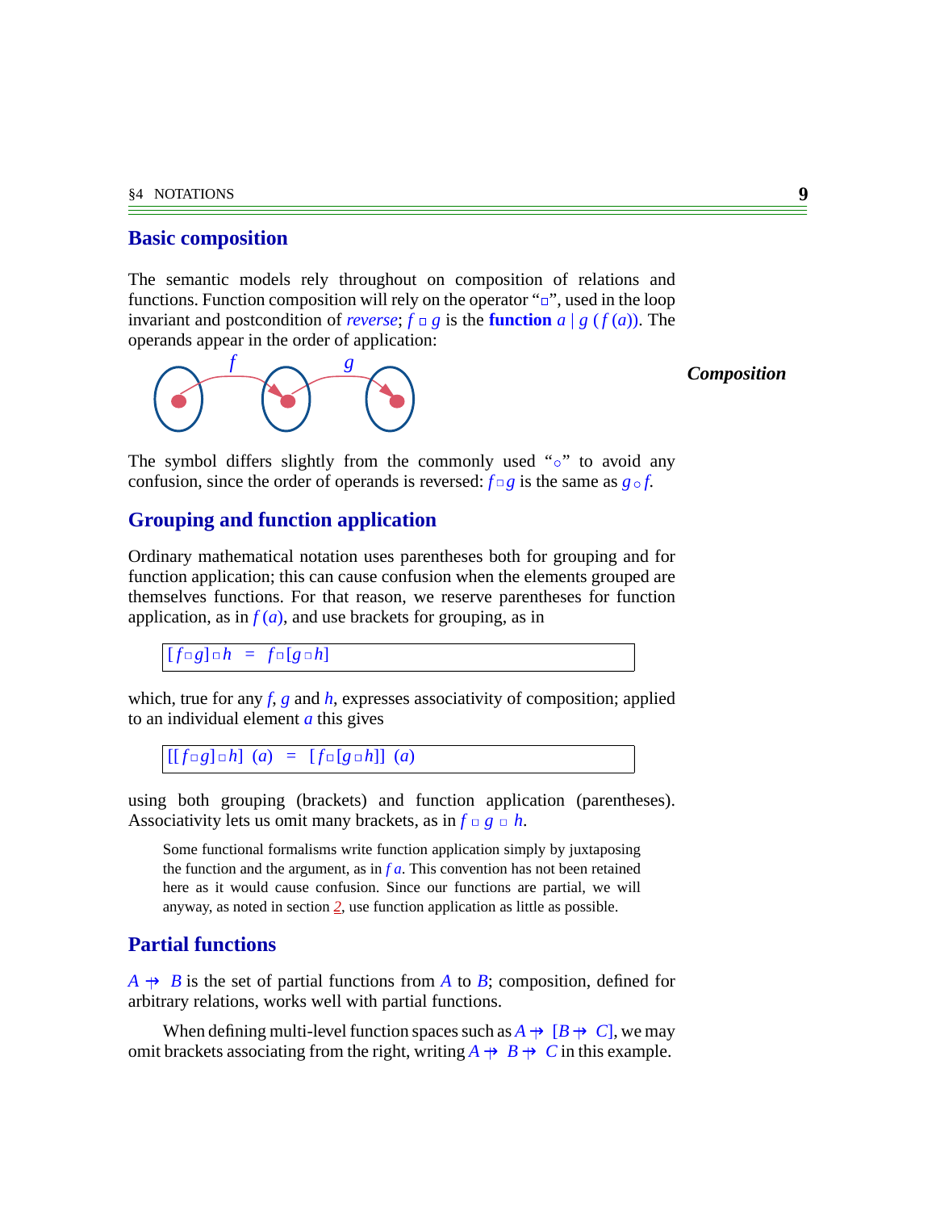## Basic composition

The semantic models rely throughout on composition of relations and functions. Function composition will rely on the operator "$\square$", used in the loop invariant and postcondition of *reverse*; $f \square g$ is the **function** $a \mid g\,(f\,(a))$. The operands appear in the order of application:

***Composition***

The symbol differs slightly from the commonly used "$\circ$" to avoid any confusion, since the order of operands is reversed: $f \square g$ is the same as $g \circ f$.

## Grouping and function application

Ordinary mathematical notation uses parentheses both for grouping and for function application; this can cause confusion when the elements grouped are themselves functions. For that reason, we reserve parentheses for function application, as in $f\,(a)$, and use brackets for grouping, as in

$$[f \square g] \square h \;=\; f \square [g \square h]$$

which, true for any $f$, $g$ and $h$, expresses associativity of composition; applied to an individual element $a$ this gives

$$[[f \square g] \square h]\;(a) \;=\; [f \square [g \square h]]\;(a)$$

using both grouping (brackets) and function application (parentheses). Associativity lets us omit many brackets, as in $f \square g \square h$.

Some functional formalisms write function application simply by juxtaposing the function and the argument, as in $f\,a$. This convention has not been retained here as it would cause confusion. Since our functions are partial, we will anyway, as noted in section 2, use function application as little as possible.

## Partial functions

$A \nrightarrow B$ is the set of partial functions from $A$ to $B$; composition, defined for arbitrary relations, works well with partial functions.

When defining multi-level function spaces such as $A \nrightarrow [B \nrightarrow C]$, we may omit brackets associating from the right, writing $A \nrightarrow B \nrightarrow C$ in this example.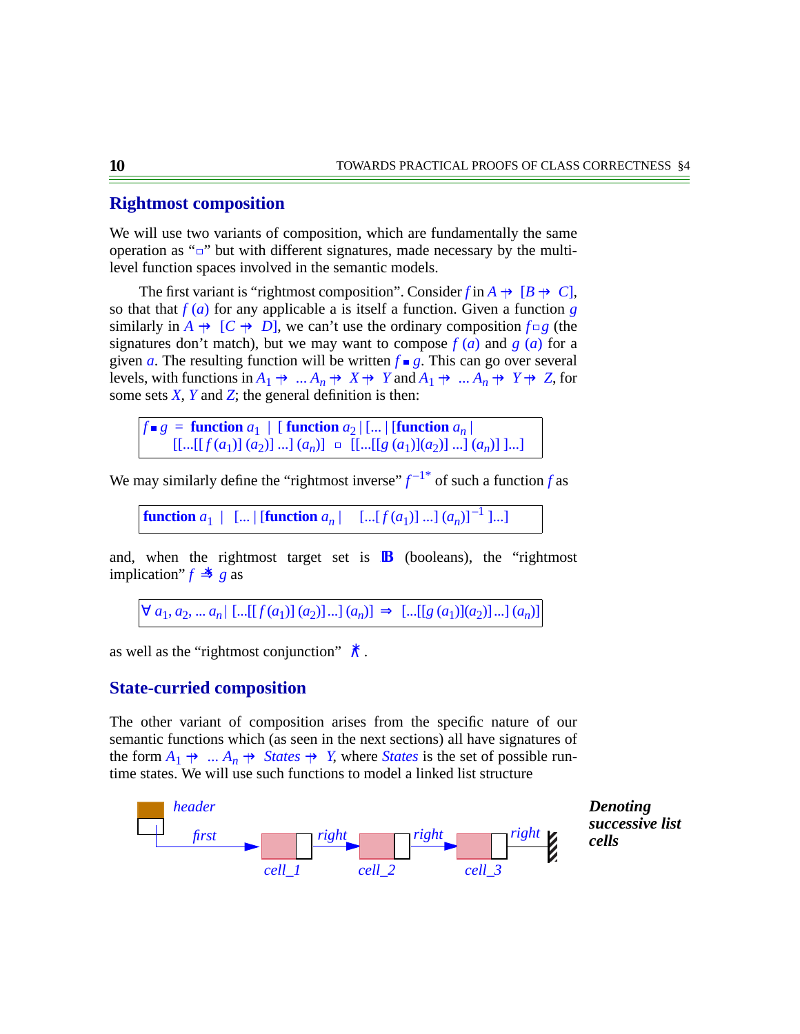## Rightmost composition

We will use two variants of composition, which are fundamentally the same operation as "$\circ$" but with different signatures, made necessary by the multi-level function spaces involved in the semantic models.

The first variant is "rightmost composition". Consider $f$ in $A \nrightarrow [B \nrightarrow C]$, so that that $f(a)$ for any applicable a is itself a function. Given a function $g$ similarly in $A \nrightarrow [C \nrightarrow D]$, we can't use the ordinary composition $f \circ g$ (the signatures don't match), but we may want to compose $f(a)$ and $g(a)$ for a given $a$. The resulting function will be written $f \blacksquare g$. This can go over several levels, with functions in $A_1 \nrightarrow \ldots A_n \nrightarrow X \nrightarrow Y$ and $A_1 \nrightarrow \ldots A_n \nrightarrow Y \nrightarrow Z$, for some sets $X$, $Y$ and $Z$; the general definition is then:

$$f \blacksquare g = \textbf{function } a_1 \mid [\textbf{ function } a_2 \mid [\ldots \mid [\textbf{function } a_n \mid [[\ldots[[f(a_1)](a_2)]\ldots](a_n)] \circ [[\ldots[[g(a_1)](a_2)]\ldots](a_n)]]\ldots]$$

We may similarly define the "rightmost inverse" $f^{-1*}$ of such a function $f$ as

$$\textbf{function } a_1 \mid [\ldots \mid [\textbf{function } a_n \mid [\ldots[f(a_1)]\ldots](a_n)]^{-1}]\ldots]$$

and, when the rightmost target set is $\mathbb{B}$ (booleans), the "rightmost implication" $f \overset{*}{\Rightarrow} g$ as

$$\forall a_1, a_2, \ldots a_n \mid [\ldots[[f(a_1)](a_2)]\ldots](a_n)] \Rightarrow [\ldots[[g(a_1)](a_2)]\ldots](a_n)]$$

as well as the "rightmost conjunction" $\overset{*}{\wedge}$.

## State-curried composition

The other variant of composition arises from the specific nature of our semantic functions which (as seen in the next sections) all have signatures of the form $A_1 \nrightarrow \ldots A_n \nrightarrow States \nrightarrow Y$, where $States$ is the set of possible run-time states. We will use such functions to model a linked list structure

header, first, right, right, right, cell_1, cell_2, cell_3

**Denoting successive list cells**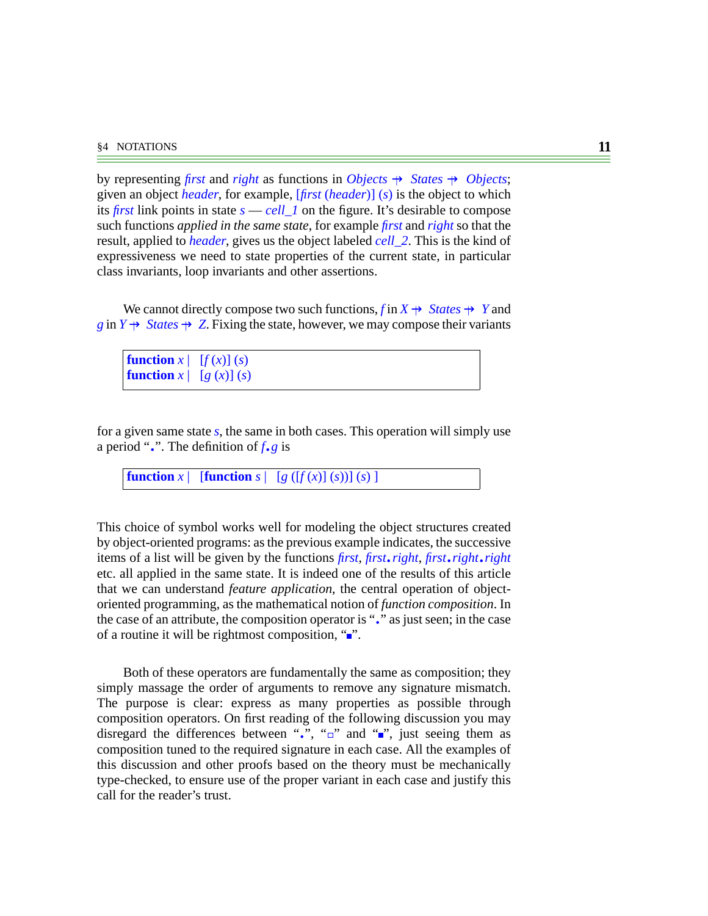by representing *first* and *right* as functions in $Objects \nrightarrow States \nrightarrow Objects$; given an object *header*, for example, $[first\ (header)]\ (s)$ is the object to which its *first* link points in state $s$ — *cell_1* on the figure. It's desirable to compose such functions *applied in the same state*, for example *first* and *right* so that the result, applied to *header*, gives us the object labeled *cell_2*. This is the kind of expressiveness we need to state properties of the current state, in particular class invariants, loop invariants and other assertions.

We cannot directly compose two such functions, $f$ in $X \nrightarrow States \nrightarrow Y$ and $g$ in $Y \nrightarrow States \nrightarrow Z$. Fixing the state, however, we may compose their variants

| **function** $x$ \| $[f\ (x)]\ (s)$ |
|---|
| **function** $x$ \| $[g\ (x)]\ (s)$ |

for a given same state $s$, the same in both cases. This operation will simply use a period "$\bullet$". The definition of $f \bullet g$ is

| **function** $x$ \| $[$**function** $s$ \| $[g\ ([f\ (x)]\ (s))]\ (s)\ ]$ |
|---|

This choice of symbol works well for modeling the object structures created by object-oriented programs: as the previous example indicates, the successive items of a list will be given by the functions *first*, $first \bullet right$, $first \bullet right \bullet right$ etc. all applied in the same state. It is indeed one of the results of this article that we can understand *feature application*, the central operation of object-oriented programming, as the mathematical notion of *function composition*. In the case of an attribute, the composition operator is "$\bullet$" as just seen; in the case of a routine it will be rightmost composition, "$\blacksquare$".

Both of these operators are fundamentally the same as composition; they simply massage the order of arguments to remove any signature mismatch. The purpose is clear: express as many properties as possible through composition operators. On first reading of the following discussion you may disregard the differences between "$\bullet$", "$\square$" and "$\blacksquare$", just seeing them as composition tuned to the required signature in each case. All the examples of this discussion and other proofs based on the theory must be mechanically type-checked, to ensure use of the proper variant in each case and justify this call for the reader's trust.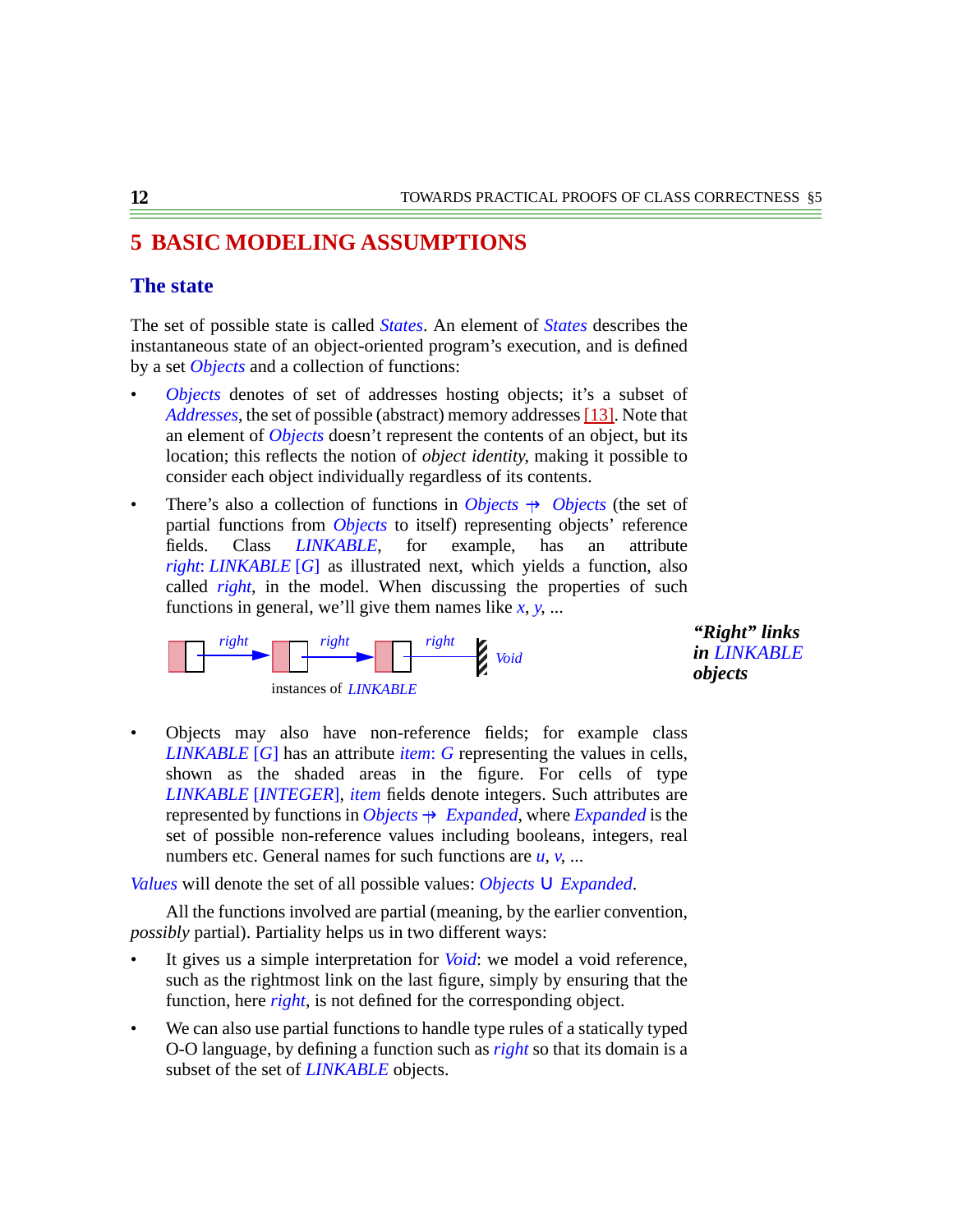# 5 BASIC MODELING ASSUMPTIONS

## The state

The set of possible state is called *States*. An element of *States* describes the instantaneous state of an object-oriented program's execution, and is defined by a set *Objects* and a collection of functions:

- *Objects* denotes of set of addresses hosting objects; it's a subset of *Addresses*, the set of possible (abstract) memory addresses [13]. Note that an element of *Objects* doesn't represent the contents of an object, but its location; this reflects the notion of *object identity*, making it possible to consider each object individually regardless of its contents.
- There's also a collection of functions in *Objects* $\nrightarrow$ *Objects* (the set of partial functions from *Objects* to itself) representing objects' reference fields. Class *LINKABLE*, for example, has an attribute *right*: *LINKABLE* [*G*] as illustrated next, which yields a function, also called *right*, in the model. When discussing the properties of such functions in general, we'll give them names like *x*, *y*, ...

right
right
right
Void
instances of *LINKABLE*

***"Right" links in LINKABLE objects***

- Objects may also have non-reference fields; for example class *LINKABLE* [*G*] has an attribute *item*: *G* representing the values in cells, shown as the shaded areas in the figure. For cells of type *LINKABLE* [*INTEGER*], *item* fields denote integers. Such attributes are represented by functions in *Objects* $\nrightarrow$ *Expanded*, where *Expanded* is the set of possible non-reference values including booleans, integers, real numbers etc. General names for such functions are *u*, *v*, ...

*Values* will denote the set of all possible values: *Objects* ∪ *Expanded*.

All the functions involved are partial (meaning, by the earlier convention, *possibly* partial). Partiality helps us in two different ways:

- It gives us a simple interpretation for *Void*: we model a void reference, such as the rightmost link on the last figure, simply by ensuring that the function, here *right*, is not defined for the corresponding object.
- We can also use partial functions to handle type rules of a statically typed O-O language, by defining a function such as *right* so that its domain is a subset of the set of *LINKABLE* objects.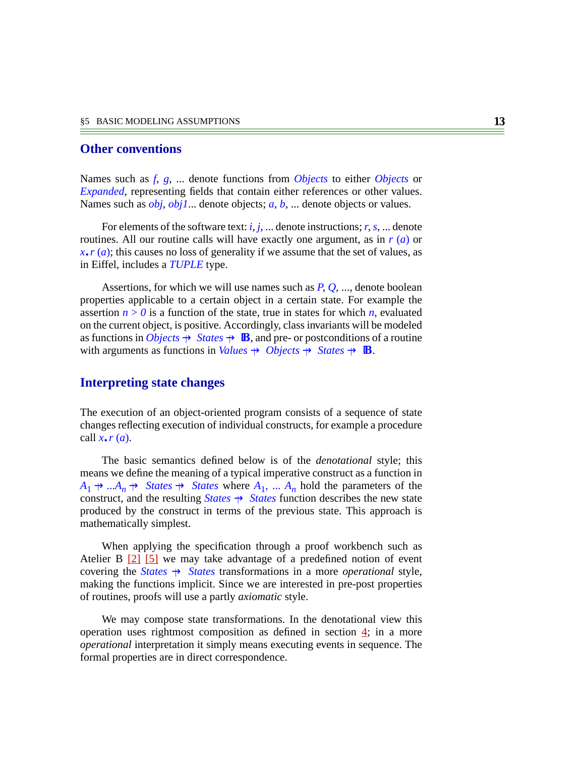## Other conventions

Names such as *f*, *g*, ... denote functions from *Objects* to either *Objects* or *Expanded*, representing fields that contain either references or other values. Names such as *obj*, *obj1*... denote objects; *a*, *b*, ... denote objects or values.

For elements of the software text: *i*, *j*, ... denote instructions; *r*, *s*, ... denote routines. All our routine calls will have exactly one argument, as in *r* (*a*) or *x*.*r* (*a*); this causes no loss of generality if we assume that the set of values, as in Eiffel, includes a *TUPLE* type.

Assertions, for which we will use names such as *P*, *Q*, ..., denote boolean properties applicable to a certain object in a certain state. For example the assertion $n > 0$ is a function of the state, true in states for which *n*, evaluated on the current object, is positive. Accordingly, class invariants will be modeled as functions in $Objects \nrightarrow States \nrightarrow \mathbb{B}$, and pre- or postconditions of a routine with arguments as functions in $Values \nrightarrow Objects \nrightarrow States \nrightarrow \mathbb{B}$.

## Interpreting state changes

The execution of an object-oriented program consists of a sequence of state changes reflecting execution of individual constructs, for example a procedure call *x*.*r* (*a*).

The basic semantics defined below is of the *denotational* style; this means we define the meaning of a typical imperative construct as a function in $A_1 \nrightarrow ...A_n \nrightarrow States \nrightarrow States$ where $A_1$, ... $A_n$ hold the parameters of the construct, and the resulting $States \nrightarrow States$ function describes the new state produced by the construct in terms of the previous state. This approach is mathematically simplest.

When applying the specification through a proof workbench such as Atelier B [2] [5] we may take advantage of a predefined notion of event covering the $States \nrightarrow States$ transformations in a more *operational* style, making the functions implicit. Since we are interested in pre-post properties of routines, proofs will use a partly *axiomatic* style.

We may compose state transformations. In the denotational view this operation uses rightmost composition as defined in section 4; in a more *operational* interpretation it simply means executing events in sequence. The formal properties are in direct correspondence.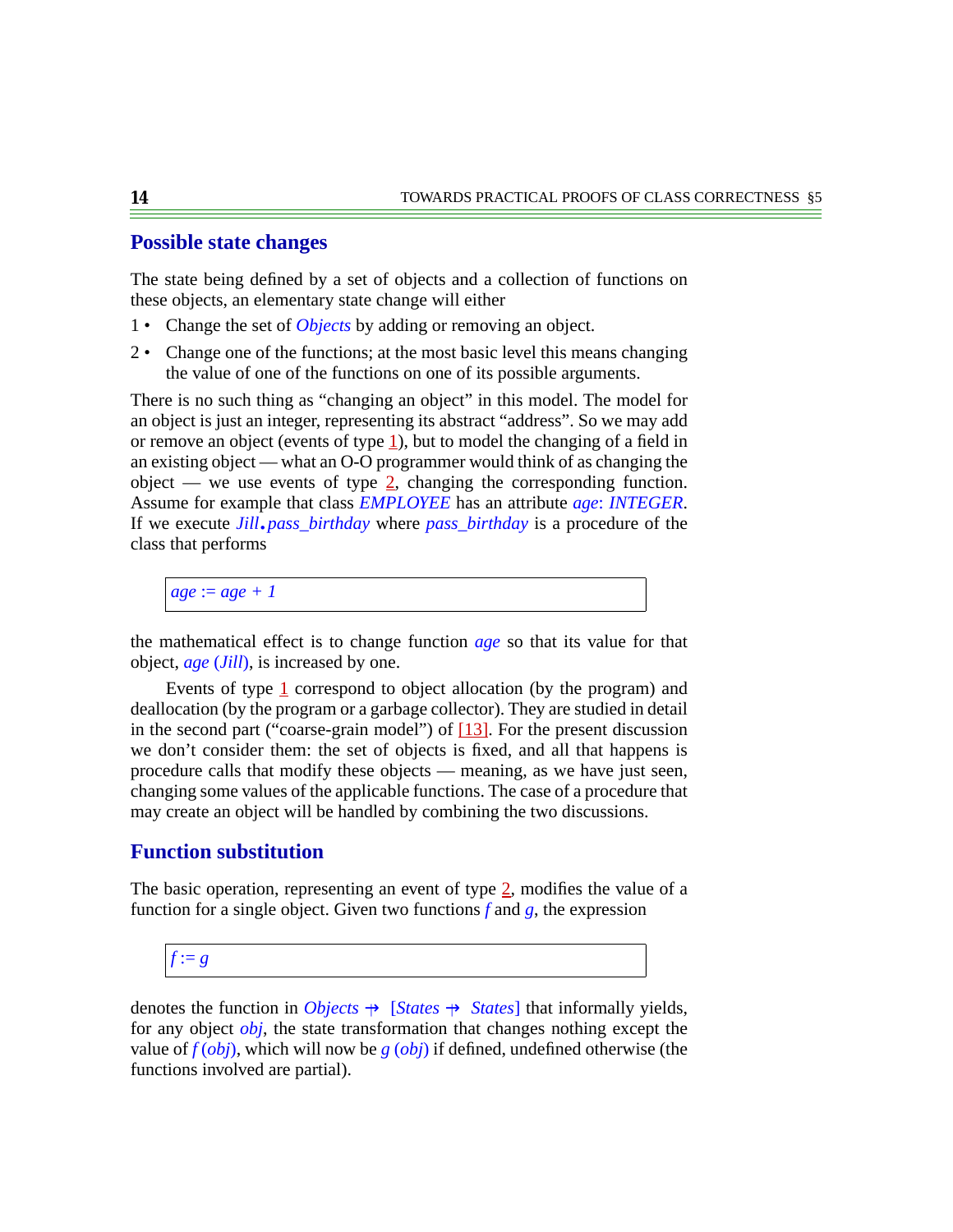## Possible state changes

The state being defined by a set of objects and a collection of functions on these objects, an elementary state change will either

1 • Change the set of *Objects* by adding or removing an object.

2 • Change one of the functions; at the most basic level this means changing the value of one of the functions on one of its possible arguments.

There is no such thing as "changing an object" in this model. The model for an object is just an integer, representing its abstract "address". So we may add or remove an object (events of type 1), but to model the changing of a field in an existing object — what an O-O programmer would think of as changing the object — we use events of type 2, changing the corresponding function. Assume for example that class *EMPLOYEE* has an attribute *age*: *INTEGER*. If we execute *Jill*.*pass_birthday* where *pass_birthday* is a procedure of the class that performs

```
age := age + 1
```

the mathematical effect is to change function *age* so that its value for that object, *age* (*Jill*), is increased by one.

Events of type 1 correspond to object allocation (by the program) and deallocation (by the program or a garbage collector). They are studied in detail in the second part ("coarse-grain model") of [13]. For the present discussion we don't consider them: the set of objects is fixed, and all that happens is procedure calls that modify these objects — meaning, as we have just seen, changing some values of the applicable functions. The case of a procedure that may create an object will be handled by combining the two discussions.

## Function substitution

The basic operation, representing an event of type 2, modifies the value of a function for a single object. Given two functions $f$ and $g$, the expression

```
f := g
```

denotes the function in $Objects \nrightarrow [States \nrightarrow States]$ that informally yields, for any object *obj*, the state transformation that changes nothing except the value of $f\,(obj)$, which will now be $g\,(obj)$ if defined, undefined otherwise (the functions involved are partial).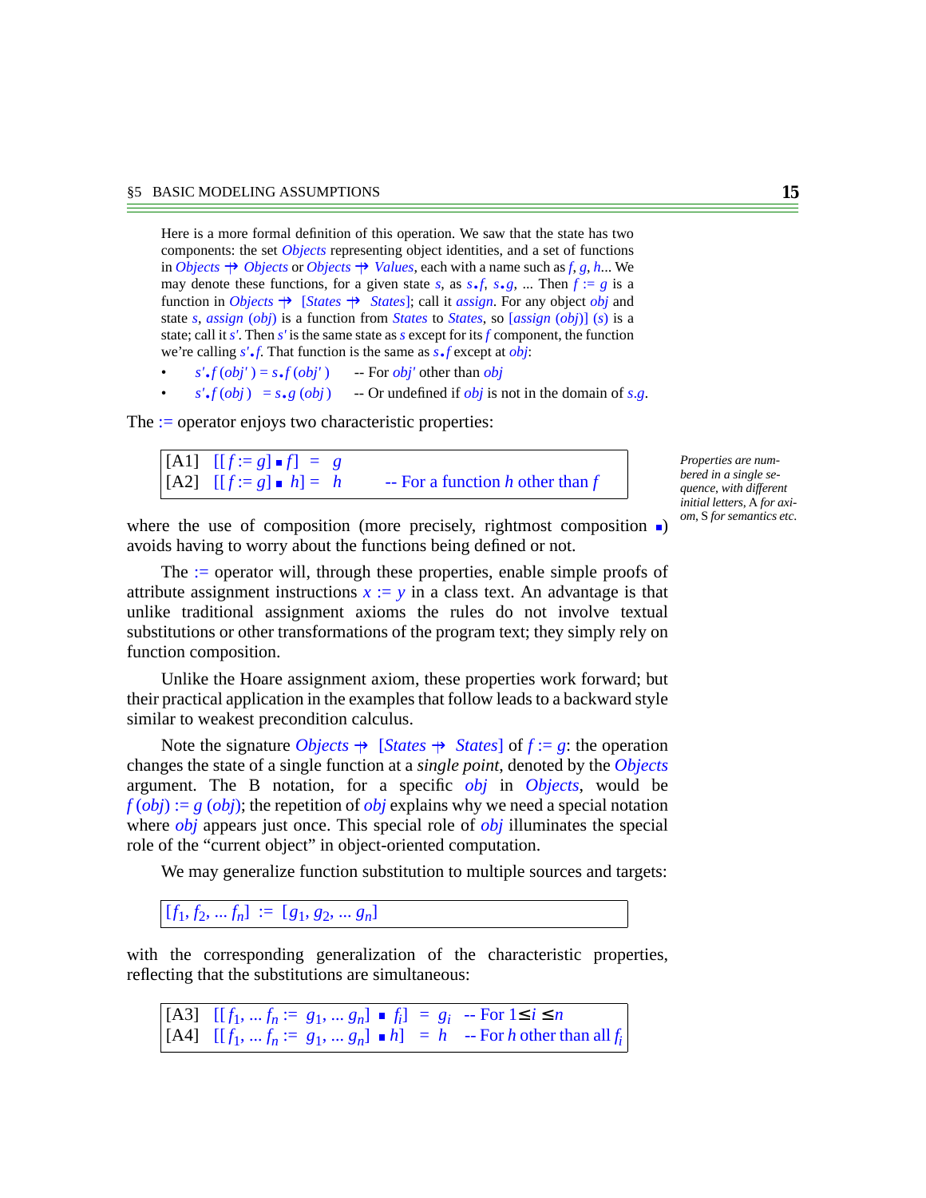Here is a more formal definition of this operation. We saw that the state has two components: the set *Objects* representing object identities, and a set of functions in $Objects \nrightarrow Objects$ or $Objects \nrightarrow Values$, each with a name such as $f$, $g$, $h$... We may denote these functions, for a given state $s$, as $s \bullet f$, $s \bullet g$, ... Then $f := g$ is a function in $Objects \nrightarrow [States \nrightarrow States]$; call it *assign*. For any object *obj* and state $s$, *assign* (*obj*) is a function from *States* to *States*, so [*assign* (*obj*)] ($s$) is a state; call it $s'$. Then $s'$ is the same state as $s$ except for its $f$ component, the function we're calling $s' \bullet f$. That function is the same as $s \bullet f$ except at *obj*:

- $s' \bullet f\,(obj') = s \bullet f\,(obj')$ -- For *obj'* other than *obj*
- $s' \bullet f\,(obj) = s \bullet g\,(obj)$ -- Or undefined if *obj* is not in the domain of $s.g$.

The $:=$ operator enjoys two characteristic properties:

| | | |
|---|---|---|
| [A1] | $[[f := g] \,\blacksquare\, f] \;=\; g$ | |
| [A2] | $[[f := g] \,\blacksquare\, h] = \; h$ | -- For a function $h$ other than $f$ |

*Properties are numbered in a single sequence, with different initial letters, A for axiom, S for semantics etc.*

where the use of composition (more precisely, rightmost composition $\blacksquare$) avoids having to worry about the functions being defined or not.

The $:=$ operator will, through these properties, enable simple proofs of attribute assignment instructions $x := y$ in a class text. An advantage is that unlike traditional assignment axioms the rules do not involve textual substitutions or other transformations of the program text; they simply rely on function composition.

Unlike the Hoare assignment axiom, these properties work forward; but their practical application in the examples that follow leads to a backward style similar to weakest precondition calculus.

Note the signature $Objects \nrightarrow [States \nrightarrow States]$ of $f := g$: the operation changes the state of a single function at a *single point*, denoted by the *Objects* argument. The B notation, for a specific *obj* in *Objects*, would be $f\,(obj) := g\,(obj)$; the repetition of *obj* explains why we need a special notation where *obj* appears just once. This special role of *obj* illuminates the special role of the "current object" in object-oriented computation.

We may generalize function substitution to multiple sources and targets:

$$[f_1, f_2, \ldots f_n] \;:=\; [g_1, g_2, \ldots g_n]$$

with the corresponding generalization of the characteristic properties, reflecting that the substitutions are simultaneous:

| | | |
|---|---|---|
| [A3] | $[[f_1, \ldots f_n := g_1, \ldots g_n] \,\blacksquare\, f_i] \;=\; g_i$ | -- For $1 \le i \le n$ |
| [A4] | $[[f_1, \ldots f_n := g_1, \ldots g_n] \,\blacksquare\, h] \;=\; h$ | -- For $h$ other than all $f_i$ |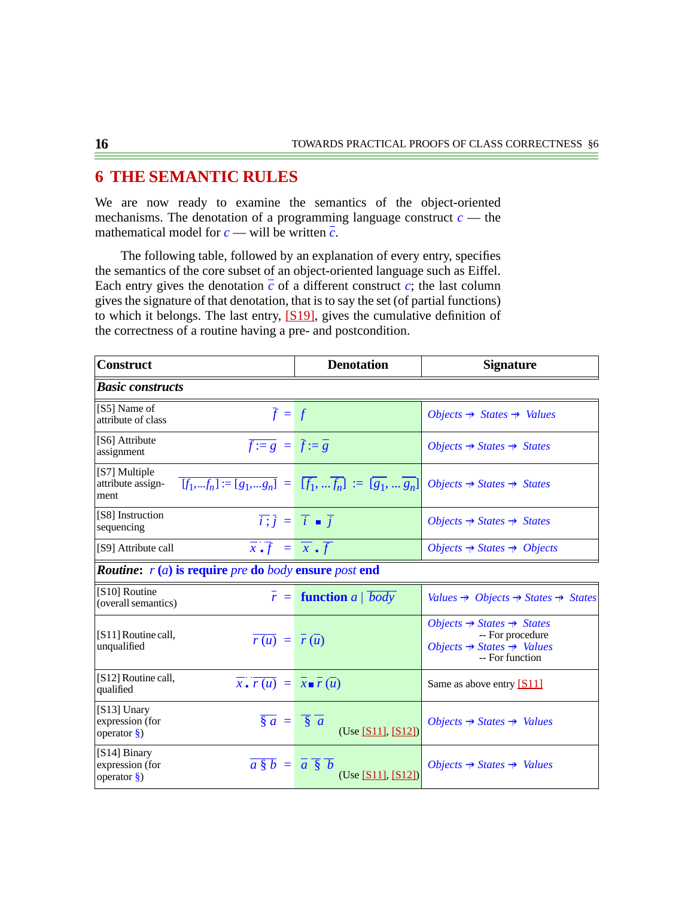# 6 THE SEMANTIC RULES

We are now ready to examine the semantics of the object-oriented mechanisms. The denotation of a programming language construct *c* — the mathematical model for *c* — will be written $\overline{c}$.

The following table, followed by an explanation of every entry, specifies the semantics of the core subset of an object-oriented language such as Eiffel. Each entry gives the denotation $\overline{c}$ of a different construct *c*; the last column gives the signature of that denotation, that is to say the set (of partial functions) to which it belongs. The last entry, [S19], gives the cumulative definition of the correctness of a routine having a pre- and postcondition.

| Construct | | Denotation | Signature |
|---|---|---|---|
| ***Basic constructs*** | | | |
| [S5] Name of attribute of class | $\overline{f}$ = | $f$ | $Objects \nrightarrow States \nrightarrow Values$ |
| [S6] Attribute assignment | $\overline{f := g}$ = | $\overline{f} := \overline{g}$ | $Objects \nrightarrow States \nrightarrow States$ |
| [S7] Multiple attribute assignment | $\overline{[f_1,\ldots f_n] := [g_1,\ldots g_n]}$ = | $[\overline{f_1}, \ldots \overline{f_n}] := [\overline{g_1}, \ldots \overline{g_n}]$ | $Objects \nrightarrow States \nrightarrow States$ |
| [S8] Instruction sequencing | $\overline{i\,;\,j}$ = | $\overline{i} \blacksquare \overline{j}$ | $Objects \nrightarrow States \nrightarrow States$ |
| [S9] Attribute call | $\overline{x \bullet f}$ = | $\overline{x} \bullet \overline{f}$ | $Objects \nrightarrow States \nrightarrow Objects$ |
| ***Routine***: *r* (*a*) **is require** *pre* **do** *body* **ensure** *post* **end** | | | |
| [S10] Routine (overall semantics) | $\overline{r}$ = | **function** $a$ \| $\overline{body}$ | $Values \nrightarrow Objects \nrightarrow States \nrightarrow States$ |
| [S11] Routine call, unqualified | $\overline{r\,(u)}$ = | $\overline{r}\,(\overline{u})$ | $Objects \nrightarrow States \nrightarrow States$ -- For procedure; $Objects \nrightarrow States \nrightarrow Values$ -- For function |
| [S12] Routine call, qualified | $\overline{x \bullet r\,(u)}$ = | $\overline{x} \blacksquare \overline{r}\,(\overline{u})$ | Same as above entry [S11] |
| [S13] Unary expression (for operator §) | $\overline{\S\, a}$ = | $\overline{\S}\ \overline{a}$ (Use [S11], [S12]) | $Objects \nrightarrow States \nrightarrow Values$ |
| [S14] Binary expression (for operator §) | $\overline{a \,\S\, b}$ = | $\overline{a}\ \overline{\S}\ \overline{b}$ (Use [S11], [S12]) | $Objects \nrightarrow States \nrightarrow Values$ |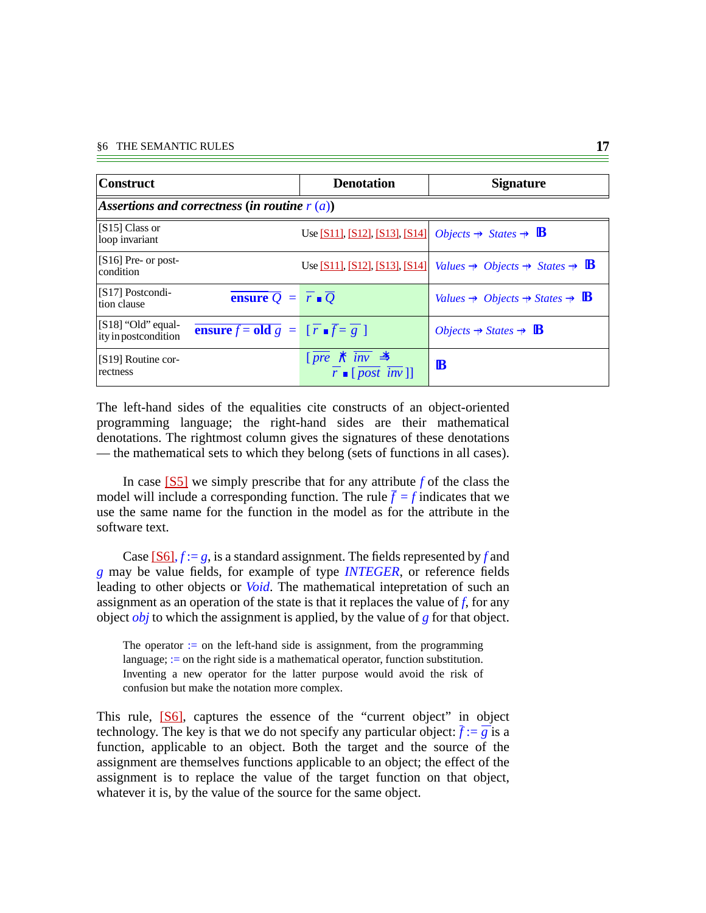| Construct | Denotation | Signature |
|---|---|---|
| ***Assertions and correctness (in routine*** $r\ (a)$***)*** | | |
| [S15] Class or loop invariant | Use [S11], [S12], [S13], [S14] | $Objects \nrightarrow States \nrightarrow \mathbb{B}$ |
| [S16] Pre- or post-condition | Use [S11], [S12], [S13], [S14] | $Values \nrightarrow Objects \nrightarrow States \nrightarrow \mathbb{B}$ |
| [S17] Postcondition clause | $\overline{\textbf{ensure}\ Q} = \overline{r} \blacksquare \overline{Q}$ | $Values \nrightarrow Objects \nrightarrow States \nrightarrow \mathbb{B}$ |
| [S18] "Old" equality in postcondition | $\overline{\textbf{ensure}\ f = \textbf{old}\ g} = [\,\overline{r} \blacksquare \overline{f} = \overline{g}\,]$ | $Objects \nrightarrow States \nrightarrow \mathbb{B}$ |
| [S19] Routine correctness | $[\,\overline{pre} \cap \overline{inv} \Rightarrow \overline{r} \blacksquare [\,\overline{post} \cap \overline{inv}\,]]$ | $\mathbb{B}$ |

The left-hand sides of the equalities cite constructs of an object-oriented programming language; the right-hand sides are their mathematical denotations. The rightmost column gives the signatures of these denotations — the mathematical sets to which they belong (sets of functions in all cases).

In case [S5] we simply prescribe that for any attribute $f$ of the class the model will include a corresponding function. The rule $\overline{f} = f$ indicates that we use the same name for the function in the model as for the attribute in the software text.

Case [S6], $f := g$, is a standard assignment. The fields represented by $f$ and $g$ may be value fields, for example of type *INTEGER*, or reference fields leading to other objects or *Void*. The mathematical intepretation of such an assignment as an operation of the state is that it replaces the value of $f$, for any object *obj* to which the assignment is applied, by the value of $g$ for that object.

> The operator $:=$ on the left-hand side is assignment, from the programming language; $:=$ on the right side is a mathematical operator, function substitution. Inventing a new operator for the latter purpose would avoid the risk of confusion but make the notation more complex.

This rule, [S6], captures the essence of the "current object" in object technology. The key is that we do not specify any particular object: $\overline{f} := \overline{g}$ is a function, applicable to an object. Both the target and the source of the assignment are themselves functions applicable to an object; the effect of the assignment is to replace the value of the target function on that object, whatever it is, by the value of the source for the same object.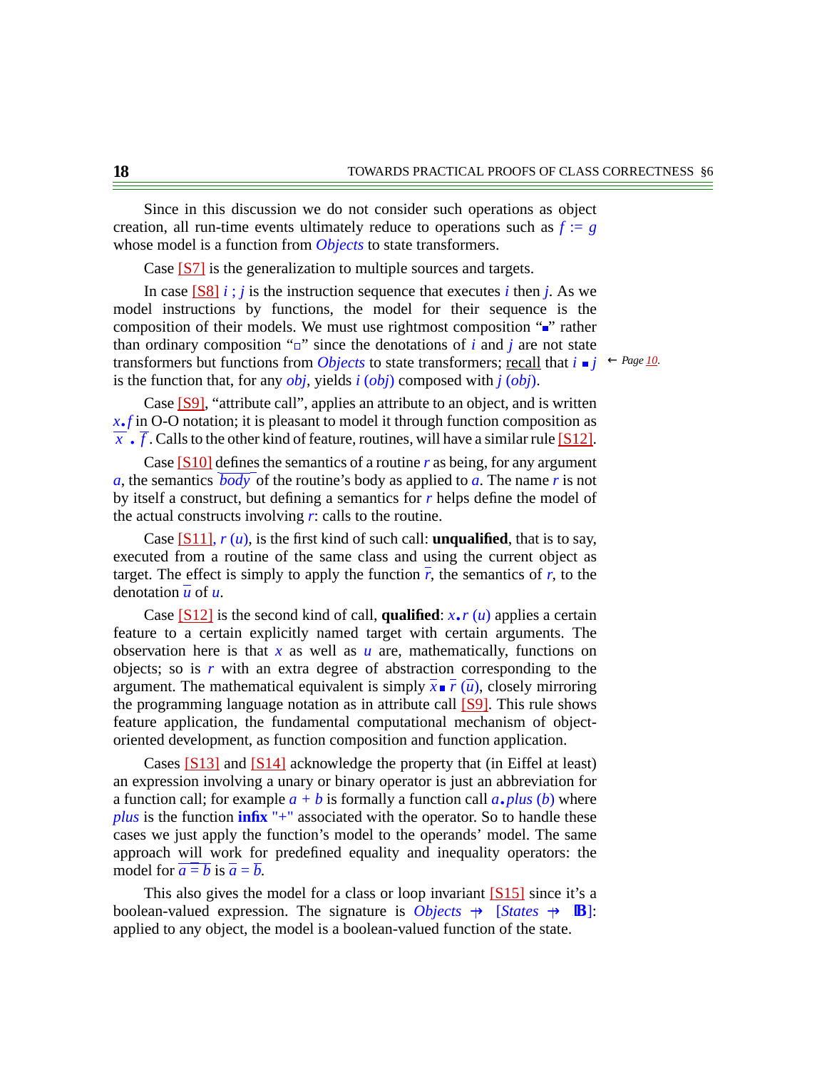Since in this discussion we do not consider such operations as object creation, all run-time events ultimately reduce to operations such as $f := g$ whose model is a function from *Objects* to state transformers.

Case [S7] is the generalization to multiple sources and targets.

In case [S8] $i$ ; $j$ is the instruction sequence that executes $i$ then $j$. As we model instructions by functions, the model for their sequence is the composition of their models. We must use rightmost composition "$\blacksquare$" rather than ordinary composition "$\square$" since the denotations of $i$ and $j$ are not state transformers but functions from *Objects* to state transformers; recall that $i \blacksquare j$ is the function that, for any *obj*, yields $i$ (*obj*) composed with $j$ (*obj*). ← Page 10.

Case [S9], "attribute call", applies an attribute to an object, and is written $x.f$ in O-O notation; it is pleasant to model it through function composition as $\overline{x} \bullet \overline{f}$. Calls to the other kind of feature, routines, will have a similar rule [S12].

Case [S10] defines the semantics of a routine $r$ as being, for any argument $a$, the semantics $\overline{body}$ of the routine's body as applied to $a$. The name $r$ is not by itself a construct, but defining a semantics for $r$ helps define the model of the actual constructs involving $r$: calls to the routine.

Case [S11], $r$ ($u$), is the first kind of such call: **unqualified**, that is to say, executed from a routine of the same class and using the current object as target. The effect is simply to apply the function $\overline{r}$, the semantics of $r$, to the denotation $\overline{u}$ of $u$.

Case [S12] is the second kind of call, **qualified**: $x.r$ ($u$) applies a certain feature to a certain explicitly named target with certain arguments. The observation here is that $x$ as well as $u$ are, mathematically, functions on objects; so is $r$ with an extra degree of abstraction corresponding to the argument. The mathematical equivalent is simply $\overline{x} \blacksquare \overline{r}$ ($\overline{u}$), closely mirroring the programming language notation as in attribute call [S9]. This rule shows feature application, the fundamental computational mechanism of object-oriented development, as function composition and function application.

Cases [S13] and [S14] acknowledge the property that (in Eiffel at least) an expression involving a unary or binary operator is just an abbreviation for a function call; for example $a + b$ is formally a function call $a.plus$ ($b$) where *plus* is the function **infix** "+" associated with the operator. So to handle these cases we just apply the function's model to the operands' model. The same approach will work for predefined equality and inequality operators: the model for $\overline{a = b}$ is $\overline{a} = \overline{b}$.

This also gives the model for a class or loop invariant [S15] since it's a boolean-valued expression. The signature is *Objects* $\nrightarrow$ [*States* $\nrightarrow$ $\mathbb{B}$]: applied to any object, the model is a boolean-valued function of the state.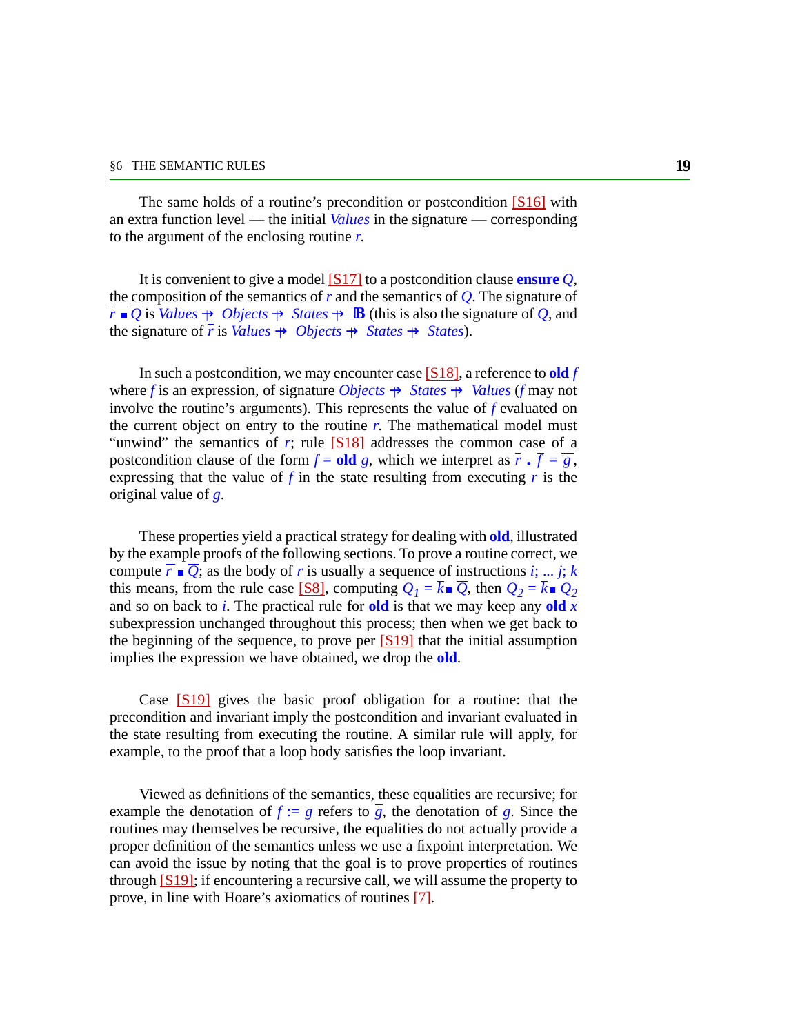The same holds of a routine's precondition or postcondition [S16] with an extra function level — the initial *Values* in the signature — corresponding to the argument of the enclosing routine $r$.

It is convenient to give a model [S17] to a postcondition clause **ensure** $Q$, the composition of the semantics of $r$ and the semantics of $Q$. The signature of $\overline{r} \blacksquare \overline{Q}$ is $Values \nrightarrow Objects \nrightarrow States \nrightarrow \mathbb{B}$ (this is also the signature of $\overline{Q}$, and the signature of $\overline{r}$ is $Values \nrightarrow Objects \nrightarrow States \nrightarrow States$).

In such a postcondition, we may encounter case [S18], a reference to **old** $f$ where $f$ is an expression, of signature $Objects \nrightarrow States \nrightarrow Values$ ($f$ may not involve the routine's arguments). This represents the value of $f$ evaluated on the current object on entry to the routine $r$. The mathematical model must "unwind" the semantics of $r$; rule [S18] addresses the common case of a postcondition clause of the form $f =$ **old** $g$, which we interpret as $\overline{r} \bullet \overline{f} = \overline{g}$, expressing that the value of $f$ in the state resulting from executing $r$ is the original value of $g$.

These properties yield a practical strategy for dealing with **old**, illustrated by the example proofs of the following sections. To prove a routine correct, we compute $\overline{r} \blacksquare \overline{Q}$; as the body of $r$ is usually a sequence of instructions $i$; ... $j$; $k$ this means, from the rule case [S8], computing $Q_1 = \overline{k} \blacksquare \overline{Q}$, then $Q_2 = \overline{k} \blacksquare Q_2$ and so on back to $i$. The practical rule for **old** is that we may keep any **old** $x$ subexpression unchanged throughout this process; then when we get back to the beginning of the sequence, to prove per [S19] that the initial assumption implies the expression we have obtained, we drop the **old**.

Case [S19] gives the basic proof obligation for a routine: that the precondition and invariant imply the postcondition and invariant evaluated in the state resulting from executing the routine. A similar rule will apply, for example, to the proof that a loop body satisfies the loop invariant.

Viewed as definitions of the semantics, these equalities are recursive; for example the denotation of $f := g$ refers to $\overline{g}$, the denotation of $g$. Since the routines may themselves be recursive, the equalities do not actually provide a proper definition of the semantics unless we use a fixpoint interpretation. We can avoid the issue by noting that the goal is to prove properties of routines through [S19]; if encountering a recursive call, we will assume the property to prove, in line with Hoare's axiomatics of routines [7].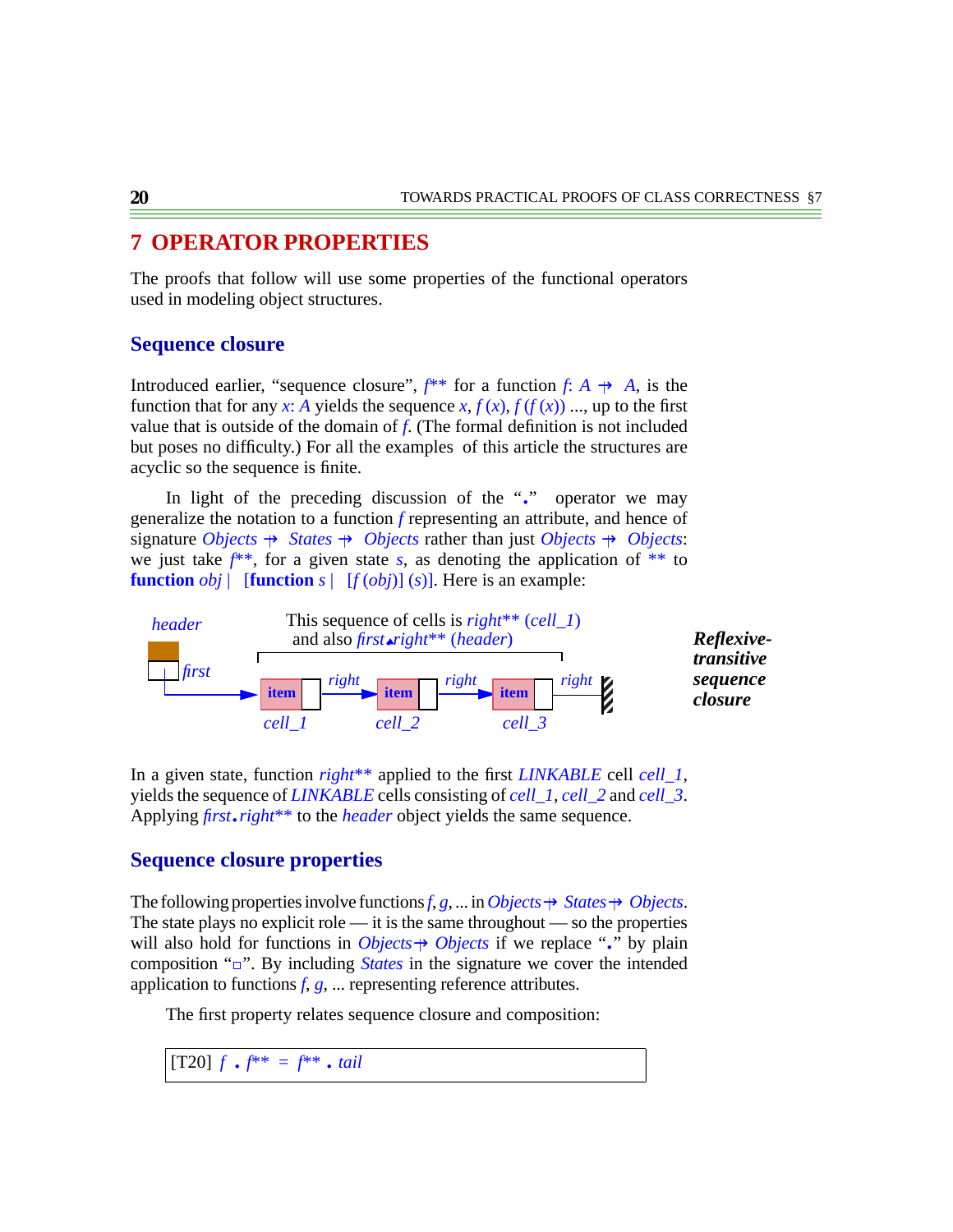## 7 OPERATOR PROPERTIES

The proofs that follow will use some properties of the functional operators used in modeling object structures.

### Sequence closure

Introduced earlier, "sequence closure", *f*** for a function *f*: *A* ⇸ *A*, is the function that for any *x*: *A* yields the sequence *x*, *f* (*x*), *f* (*f* (*x*)) ..., up to the first value that is outside of the domain of *f*. (The formal definition is not included but poses no difficulty.) For all the examples of this article the structures are acyclic so the sequence is finite.

In light of the preceding discussion of the "•" operator we may generalize the notation to a function *f* representing an attribute, and hence of signature *Objects* ⇸ *States* ⇸ *Objects* rather than just *Objects* ⇸ *Objects*: we just take *f***, for a given state *s*, as denoting the application of ** to **function** *obj* | [**function** *s* | [*f* (*obj*)] (*s*)]. Here is an example:

This sequence of cells is *right*** (*cell_1*) and also *first*•*right*** (*header*)

header — first — item (cell_1) — right — item (cell_2) — right — item (cell_3) — right

***Reflexive-transitive sequence closure***

In a given state, function *right*** applied to the first *LINKABLE* cell *cell_1*, yields the sequence of *LINKABLE* cells consisting of *cell_1*, *cell_2* and *cell_3*. Applying *first*•*right*** to the *header* object yields the same sequence.

### Sequence closure properties

The following properties involve functions *f*, *g*, ... in *Objects* ⇸ *States* ⇸ *Objects*. The state plays no explicit role — it is the same throughout — so the properties will also hold for functions in *Objects* ⇸ *Objects* if we replace "•" by plain composition "∘". By including *States* in the signature we cover the intended application to functions *f*, *g*, ... representing reference attributes.

The first property relates sequence closure and composition:

[T20] *f* • *f*** = *f*** • *tail*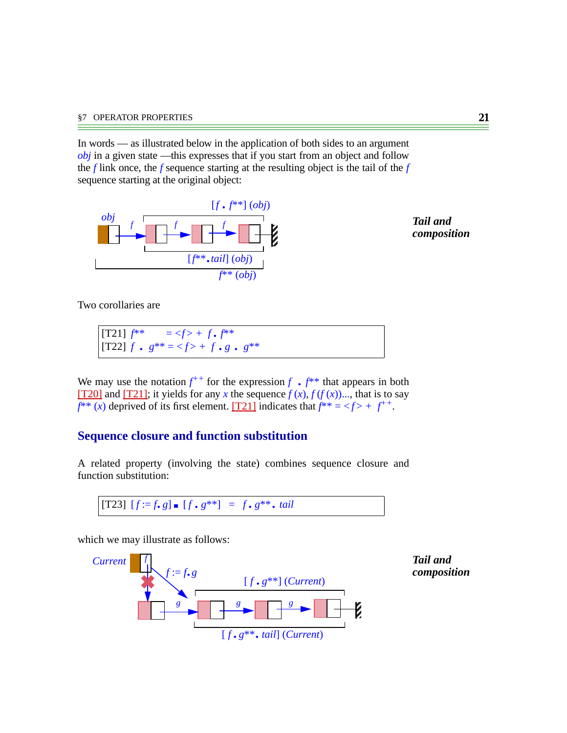In words — as illustrated below in the application of both sides to an argument *obj* in a given state —this expresses that if you start from an object and follow the $f$ link once, the $f$ sequence starting at the resulting object is the tail of the $f$ sequence starting at the original object:

***Tail and composition***

Two corollaries are

| |
|---|
| [T21] $f^{**} = \langle f \rangle + f \bullet f^{**}$ |
| [T22] $f \bullet g^{**} = \langle f \rangle + f \bullet g \bullet g^{**}$ |

We may use the notation $f^{++}$ for the expression $f \bullet f^{**}$ that appears in both [T20] and [T21]; it yields for any $x$ the sequence $f(x)$, $f(f(x))$..., that is to say $f^{**}(x)$ deprived of its first element. [T21] indicates that $f^{**} = \langle f \rangle + f^{++}$.

## Sequence closure and function substitution

A related property (involving the state) combines sequence closure and function substitution:

| |
|---|
| [T23] $[f := f \bullet g] \blacksquare [f \bullet g^{**}] = f \bullet g^{**} \bullet tail$ |

which we may illustrate as follows:

***Tail and composition***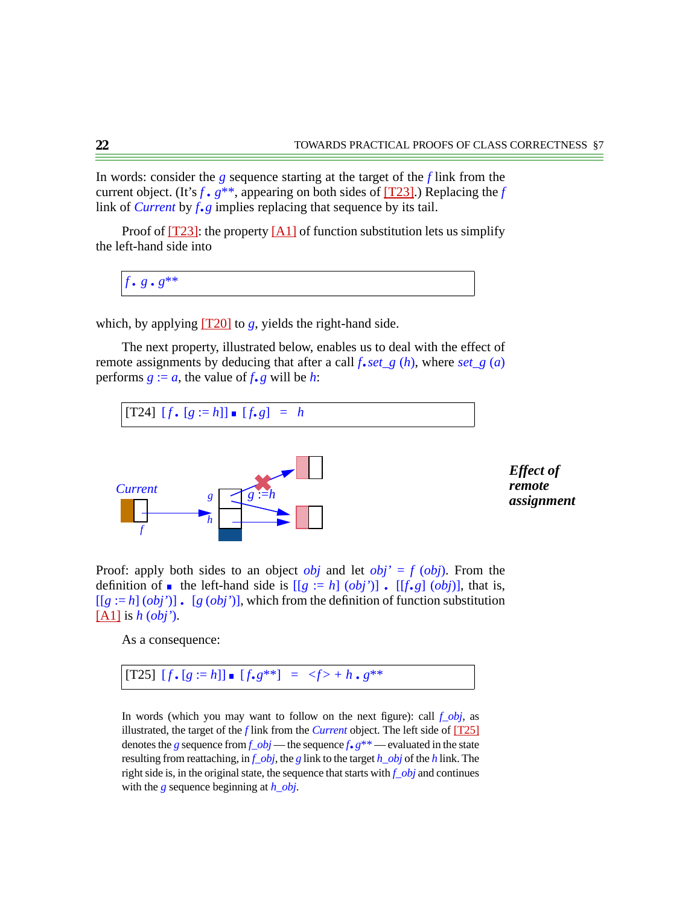In words: consider the $g$ sequence starting at the target of the $f$ link from the current object. (It's $f \bullet g^{**}$, appearing on both sides of [T23].) Replacing the $f$ link of *Current* by $f \bullet g$ implies replacing that sequence by its tail.

Proof of [T23]: the property [A1] of function substitution lets us simplify the left-hand side into

$$f \bullet g \bullet g^{**}$$

which, by applying [T20] to $g$, yields the right-hand side.

The next property, illustrated below, enables us to deal with the effect of remote assignments by deducing that after a call $f \bullet set\_g\ (h)$, where $set\_g\ (a)$ performs $g := a$, the value of $f \bullet g$ will be $h$:

$$\text{[T24]}\quad [f \bullet [g := h]] \blacksquare [f \bullet g] \;=\; h$$

***Effect of remote assignment***

Proof: apply both sides to an object $obj$ and let $obj' = f\ (obj)$. From the definition of $\blacksquare$ the left-hand side is $[[g := h]\ (obj')] \bullet [[f \bullet g]\ (obj)]$, that is, $[[g := h]\ (obj')] \bullet [g\ (obj')]$, which from the definition of function substitution [A1] is $h\ (obj')$.

As a consequence:

$$\text{[T25]}\quad [f \bullet [g := h]] \blacksquare [f \bullet g^{**}] \;=\; <f> + h \bullet g^{**}$$

In words (which you may want to follow on the next figure): call $f\_obj$, as illustrated, the target of the $f$ link from the *Current* object. The left side of [T25] denotes the $g$ sequence from $f\_obj$ — the sequence $f \bullet g^{**}$ — evaluated in the state resulting from reattaching, in $f\_obj$, the $g$ link to the target $h\_obj$ of the $h$ link. The right side is, in the original state, the sequence that starts with $f\_obj$ and continues with the $g$ sequence beginning at $h\_obj$.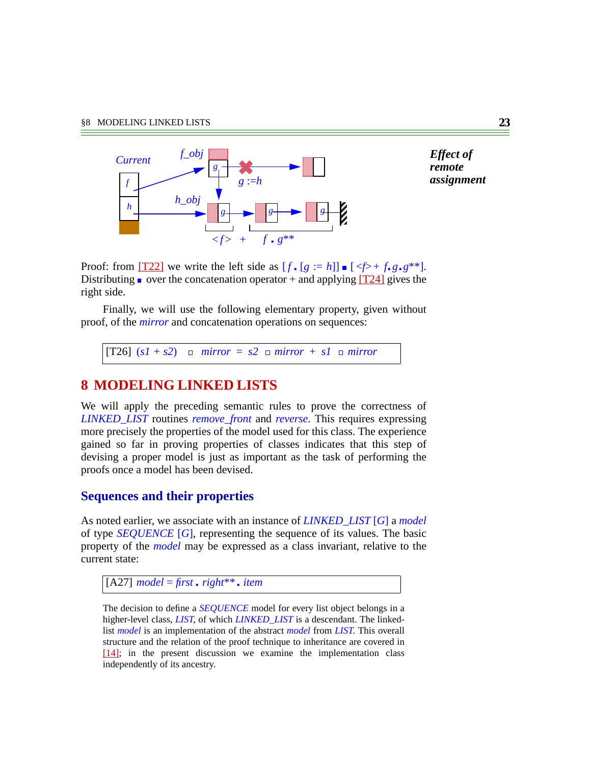**Effect of remote assignment**

Proof: from [T22] we write the left side as [*f* • [*g* := *h*]] ▪ [<*f*> + *f*•*g*•*g*\*\*]. Distributing ▪ over the concatenation operator + and applying [T24] gives the right side.

Finally, we will use the following elementary property, given without proof, of the *mirror* and concatenation operations on sequences:

| [T26] (*s1* + *s2*) ▫ *mirror* = *s2* ▫ *mirror* + *s1* ▫ *mirror* |
|---|

# 8 MODELING LINKED LISTS

We will apply the preceding semantic rules to prove the correctness of *LINKED_LIST* routines *remove_front* and *reverse*. This requires expressing more precisely the properties of the model used for this class. The experience gained so far in proving properties of classes indicates that this step of devising a proper model is just as important as the task of performing the proofs once a model has been devised.

## Sequences and their properties

As noted earlier, we associate with an instance of *LINKED_LIST* [*G*] a *model* of type *SEQUENCE* [*G*], representing the sequence of its values. The basic property of the *model* may be expressed as a class invariant, relative to the current state:

| [A27] *model* = *first* • *right*\*\* • *item* |
|---|

The decision to define a *SEQUENCE* model for every list object belongs in a higher-level class, *LIST*, of which *LINKED_LIST* is a descendant. The linked-list *model* is an implementation of the abstract *model* from *LIST*. This overall structure and the relation of the proof technique to inheritance are covered in [14]; in the present discussion we examine the implementation class independently of its ancestry.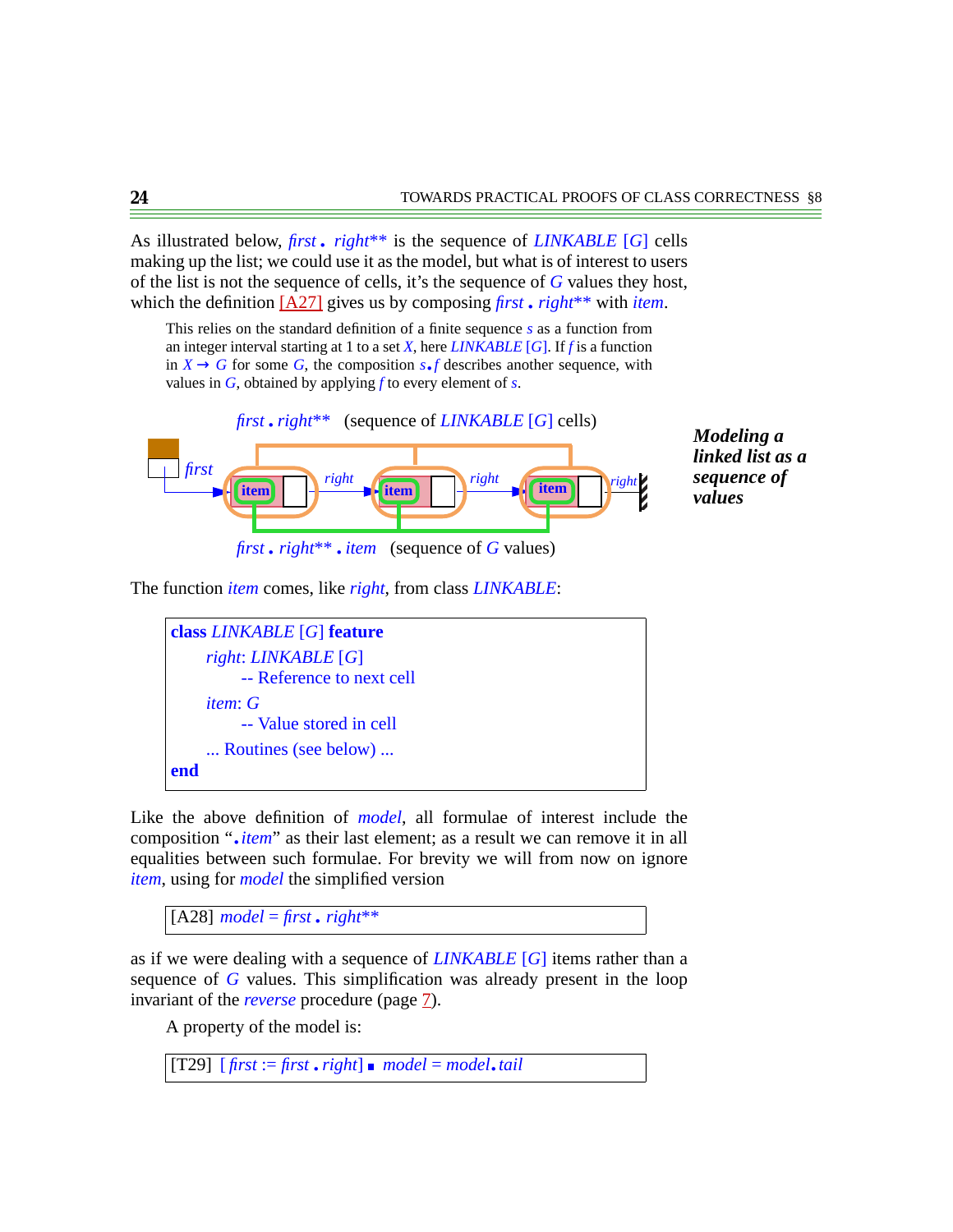As illustrated below, *first* **.** *right*** is the sequence of *LINKABLE* [*G*] cells making up the list; we could use it as the model, but what is of interest to users of the list is not the sequence of cells, it's the sequence of *G* values they host, which the definition [A27] gives us by composing *first* **.** *right*** with *item*.

> This relies on the standard definition of a finite sequence *s* as a function from an integer interval starting at 1 to a set *X*, here *LINKABLE* [*G*]. If *f* is a function in $X \rightarrow G$ for some *G*, the composition *s* **.** *f* describes another sequence, with values in *G*, obtained by applying *f* to every element of *s*.

*first* **.** *right*** (sequence of *LINKABLE* [*G*] cells)

*first* **.** *right*** **.** *item* (sequence of *G* values)

***Modeling a linked list as a sequence of values***

The function *item* comes, like *right*, from class *LINKABLE*:

```
class LINKABLE [G] feature
    right: LINKABLE [G]
        -- Reference to next cell
    item: G
        -- Value stored in cell
    ... Routines (see below) ...
end
```

Like the above definition of *model*, all formulae of interest include the composition "**.** *item*" as their last element; as a result we can remove it in all equalities between such formulae. For brevity we will from now on ignore *item*, using for *model* the simplified version

[A28] *model* = *first* **.** *right***

as if we were dealing with a sequence of *LINKABLE* [*G*] items rather than a sequence of *G* values. This simplification was already present in the loop invariant of the *reverse* procedure (page 7).

A property of the model is:

[T29] [ *first* := *first* **.** *right*] ▪ *model* = *model* **.** *tail*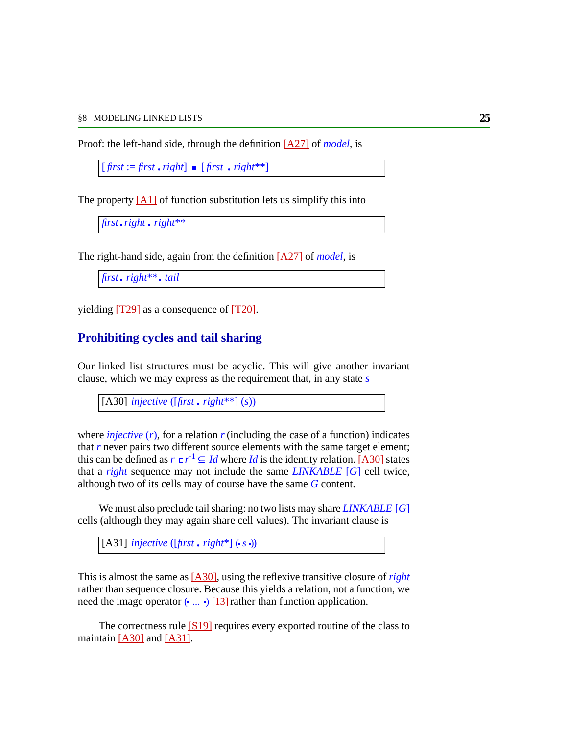Proof: the left-hand side, through the definition [A27] of *model*, is

$$[\,first := first \,.\, right] \;\blacksquare\; [\,first \,.\, right^{**}]$$

The property [A1] of function substitution lets us simplify this into

$$first \,.\, right \,.\, right^{**}$$

The right-hand side, again from the definition [A27] of *model*, is

$$first \,.\, right^{**} .\, tail$$

yielding [T29] as a consequence of [T20].

## Prohibiting cycles and tail sharing

Our linked list structures must be acyclic. This will give another invariant clause, which we may express as the requirement that, in any state $s$

[A30] $injective\ ([first \,.\, right^{**}]\ (s))$

where $injective\ (r)$, for a relation $r$ (including the case of a function) indicates that $r$ never pairs two different source elements with the same target element; this can be defined as $r \;\square\; r^{-1} \subseteq Id$ where $Id$ is the identity relation. [A30] states that a *right* sequence may not include the same *LINKABLE* [*G*] cell twice, although two of its cells may of course have the same $G$ content.

We must also preclude tail sharing: no two lists may share *LINKABLE* [*G*] cells (although they may again share cell values). The invariant clause is

[A31] $injective\ ([first \,.\, right^{*}]\ (\!\bullet\, s \,\bullet\!))$

This is almost the same as [A30], using the reflexive transitive closure of *right* rather than sequence closure. Because this yields a relation, not a function, we need the image operator $(\!\bullet \ldots \bullet\!)$ [13] rather than function application.

The correctness rule [S19] requires every exported routine of the class to maintain [A30] and [A31].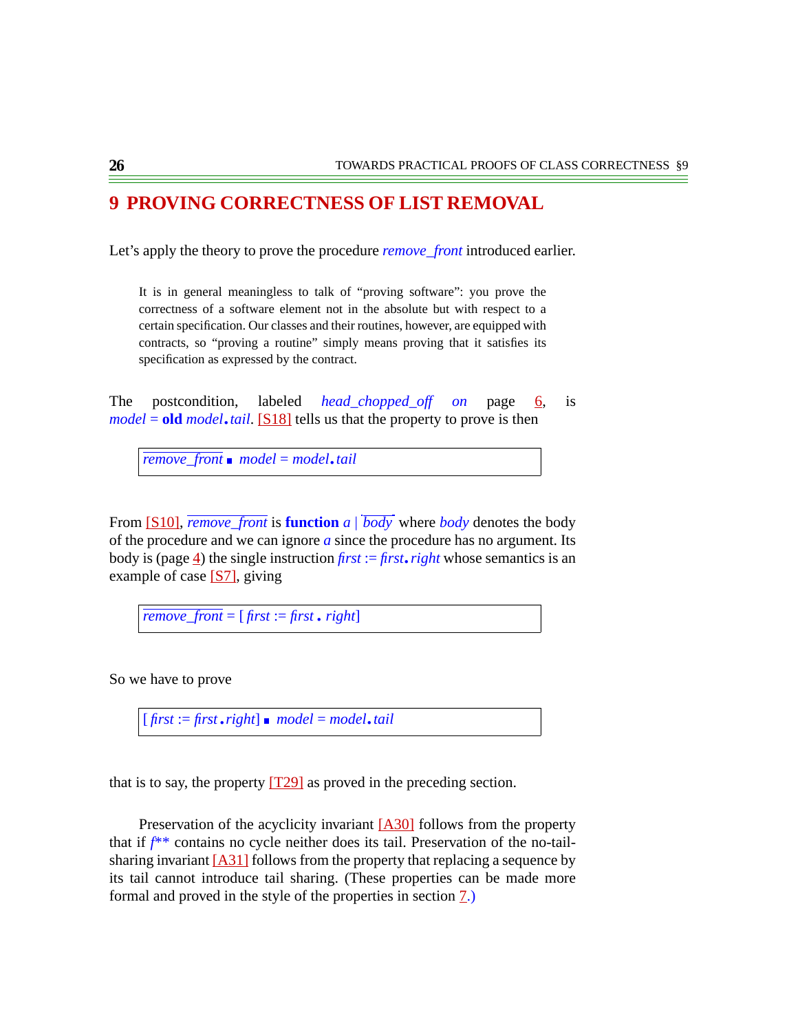# 9 PROVING CORRECTNESS OF LIST REMOVAL

Let's apply the theory to prove the procedure *remove_front* introduced earlier.

> It is in general meaningless to talk of "proving software": you prove the correctness of a software element not in the absolute but with respect to a certain specification. Our classes and their routines, however, are equipped with contracts, so "proving a routine" simply means proving that it satisfies its specification as expressed by the contract.

The postcondition, labeled *head_chopped_off on* page 6, is *model* = **old** *model*.*tail*. [S18] tells us that the property to prove is then

$$\overline{remove\_front} \;▪\; model = model.tail$$

From [S10], $\overline{remove\_front}$ is **function** $a$ | $\overline{body}$ where *body* denotes the body of the procedure and we can ignore *a* since the procedure has no argument. Its body is (page 4) the single instruction *first* := *first*.*right* whose semantics is an example of case [S7], giving

$$\overline{remove\_front} = [\,first := first\,.\,right]$$

So we have to prove

$$[\,first := first.right] \;▪\; model = model.tail$$

that is to say, the property [T29] as proved in the preceding section.

Preservation of the acyclicity invariant [A30] follows from the property that if $f^{**}$ contains no cycle neither does its tail. Preservation of the no-tail-sharing invariant [A31] follows from the property that replacing a sequence by its tail cannot introduce tail sharing. (These properties can be made more formal and proved in the style of the properties in section 7.)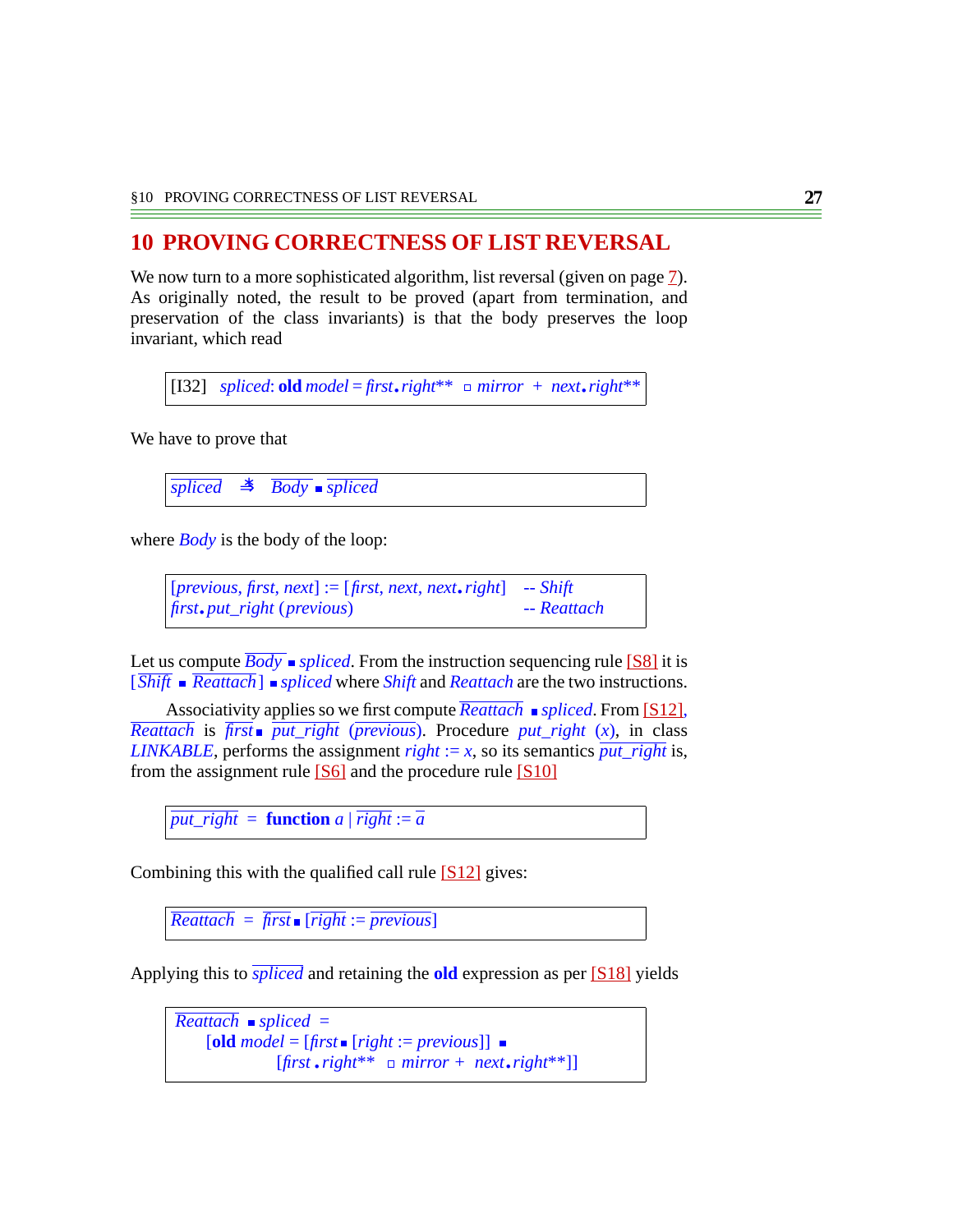# 10 PROVING CORRECTNESS OF LIST REVERSAL

We now turn to a more sophisticated algorithm, list reversal (given on page 7). As originally noted, the result to be proved (apart from termination, and preservation of the class invariants) is that the body preserves the loop invariant, which read

$$\text{[I32]} \quad \mathit{spliced}\text{: } \textbf{old } \mathit{model} = \mathit{first}.\mathit{right}^{**} \circ \mathit{mirror} + \mathit{next}.\mathit{right}^{**}$$

We have to prove that

$$\overline{\mathit{spliced}} \;\; \overset{*}{\Rrightarrow} \;\; \overline{\mathit{Body}} \bullet \overline{\mathit{spliced}}$$

where *Body* is the body of the loop:

```
[previous, first, next] := [first, next, next.right]   -- Shift
first.put_right (previous)                            -- Reattach
```

Let us compute $\overline{\mathit{Body}} \bullet \mathit{spliced}$. From the instruction sequencing rule [S8] it is $[\overline{\mathit{Shift}} \bullet \overline{\mathit{Reattach}}] \bullet \mathit{spliced}$ where *Shift* and *Reattach* are the two instructions.

Associativity applies so we first compute $\overline{\mathit{Reattach}} \bullet \mathit{spliced}$. From [S12], $\overline{\mathit{Reattach}}$ is $\overline{\mathit{first}} \bullet \overline{\mathit{put\_right}}\ (\overline{\mathit{previous}})$. Procedure $\mathit{put\_right}\ (x)$, in class *LINKABLE*, performs the assignment $\mathit{right} := x$, so its semantics $\overline{\mathit{put\_right}}$ is, from the assignment rule [S6] and the procedure rule [S10]

$$\overline{\mathit{put\_right}} \;=\; \textbf{function } a \mid \overline{\mathit{right}} := \overline{a}$$

Combining this with the qualified call rule [S12] gives:

$$\overline{\mathit{Reattach}} \;=\; \overline{\mathit{first}} \bullet [\overline{\mathit{right}} := \overline{\mathit{previous}}]$$

Applying this to $\overline{\mathit{spliced}}$ and retaining the **old** expression as per [S18] yields

$$\begin{aligned}
&\overline{\mathit{Reattach}} \bullet \mathit{spliced} \;= \\
&\quad [\textbf{old } \mathit{model} = [\overline{\mathit{first}} \bullet [\mathit{right} := \mathit{previous}]] \bullet \\
&\qquad\qquad [\mathit{first}.\mathit{right}^{**} \circ \mathit{mirror} + \mathit{next}.\mathit{right}^{**}]]
\end{aligned}$$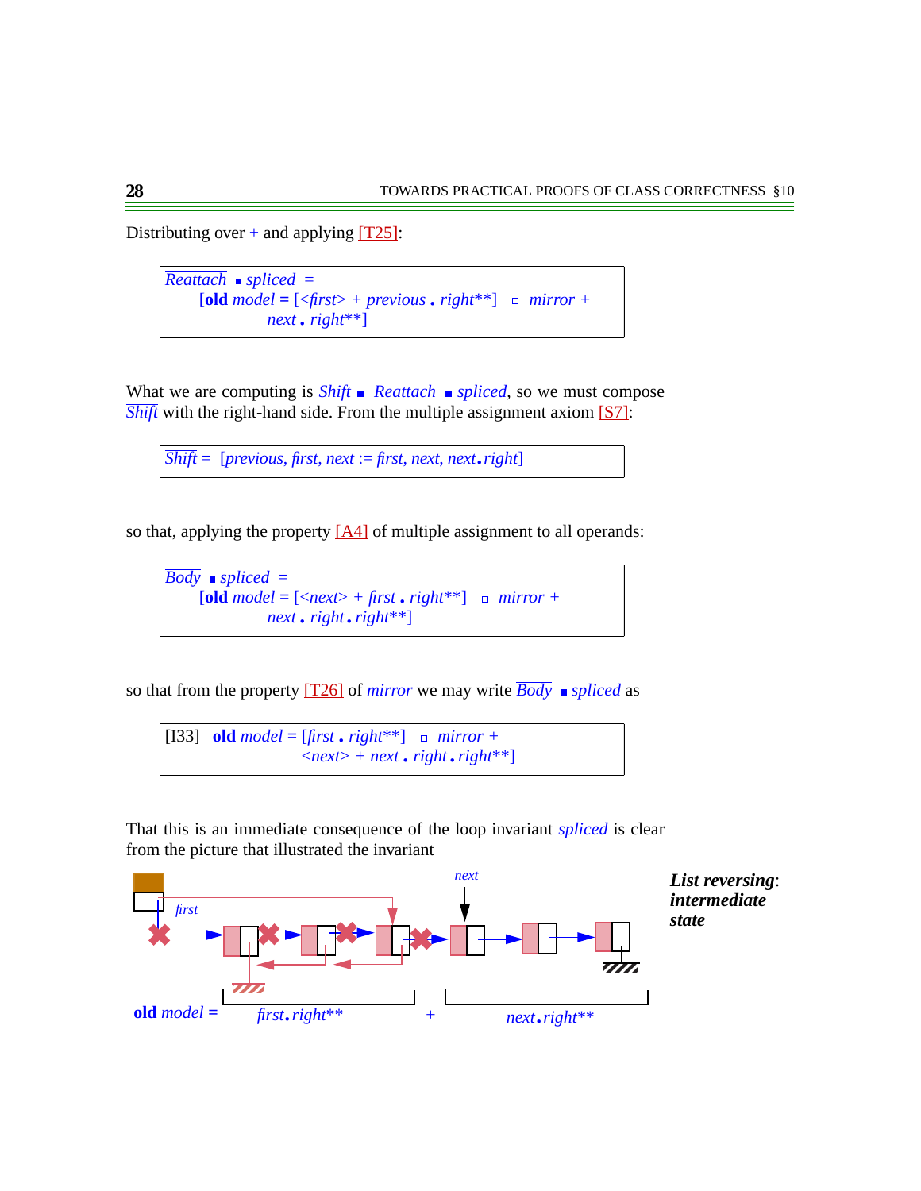Distributing over + and applying [T25]:

> $\overline{Reattach}$ ▪ *spliced* =
> [**old** *model* = [<*first*> + *previous* • *right*\*\*] ▫ *mirror* +
> *next* • *right*\*\*]

What we are computing is $\overline{Shift}$ ▪ $\overline{Reattach}$ ▪ *spliced*, so we must compose $\overline{Shift}$ with the right-hand side. From the multiple assignment axiom [S7]:

> $\overline{Shift}$ = [*previous*, *first*, *next* := *first*, *next*, *next*•*right*]

so that, applying the property [A4] of multiple assignment to all operands:

> $\overline{Body}$ ▪ *spliced* =
> [**old** *model* = [<*next*> + *first* • *right*\*\*] ▫ *mirror* +
> *next* • *right* • *right*\*\*]

so that from the property [T26] of *mirror* we may write $\overline{Body}$ ▪ *spliced* as

> [I33] **old** *model* = [*first* • *right*\*\*] ▫ *mirror* +
> <*next*> + *next* • *right* • *right*\*\*]

That this is an immediate consequence of the loop invariant *spliced* is clear from the picture that illustrated the invariant

***List reversing*: *intermediate state***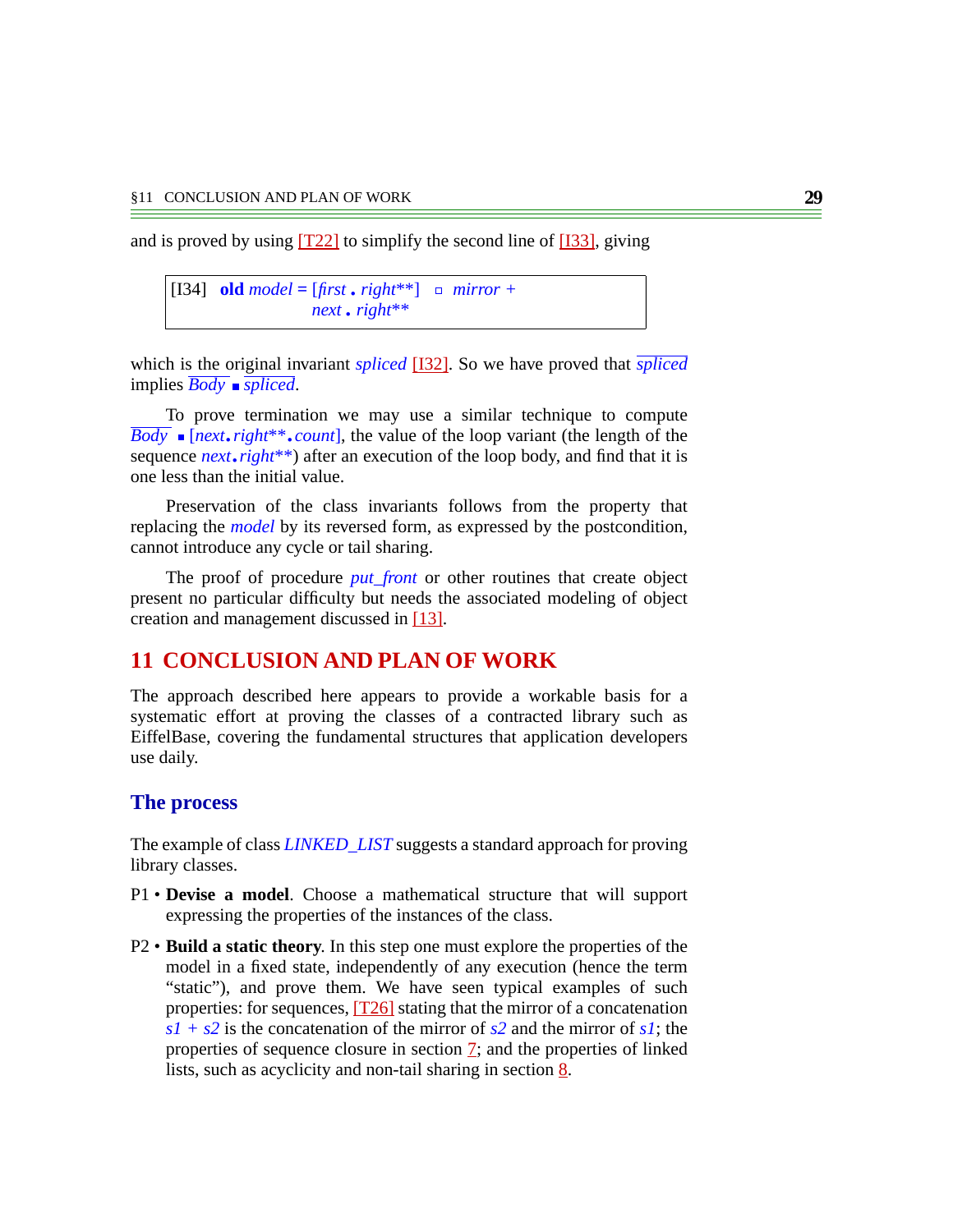and is proved by using [T22] to simplify the second line of [I33], giving

| [I34] **old** *model* = [*first* • *right***] ▫ *mirror* + *next* • *right*** |
|---|

which is the original invariant *spliced* [I32]. So we have proved that $\overline{spliced}$ implies $\overline{Body}$ ▪ $\overline{spliced}$.

To prove termination we may use a similar technique to compute $\overline{Body}$ ▪ [*next*•*right***•*count*], the value of the loop variant (the length of the sequence *next*•*right***) after an execution of the loop body, and find that it is one less than the initial value.

Preservation of the class invariants follows from the property that replacing the *model* by its reversed form, as expressed by the postcondition, cannot introduce any cycle or tail sharing.

The proof of procedure *put_front* or other routines that create object present no particular difficulty but needs the associated modeling of object creation and management discussed in [13].

# 11 CONCLUSION AND PLAN OF WORK

The approach described here appears to provide a workable basis for a systematic effort at proving the classes of a contracted library such as EiffelBase, covering the fundamental structures that application developers use daily.

## The process

The example of class *LINKED_LIST* suggests a standard approach for proving library classes.

P1 • **Devise a model**. Choose a mathematical structure that will support expressing the properties of the instances of the class.

P2 • **Build a static theory**. In this step one must explore the properties of the model in a fixed state, independently of any execution (hence the term "static"), and prove them. We have seen typical examples of such properties: for sequences, [T26] stating that the mirror of a concatenation *s1* + *s2* is the concatenation of the mirror of *s2* and the mirror of *s1*; the properties of sequence closure in section 7; and the properties of linked lists, such as acyclicity and non-tail sharing in section 8.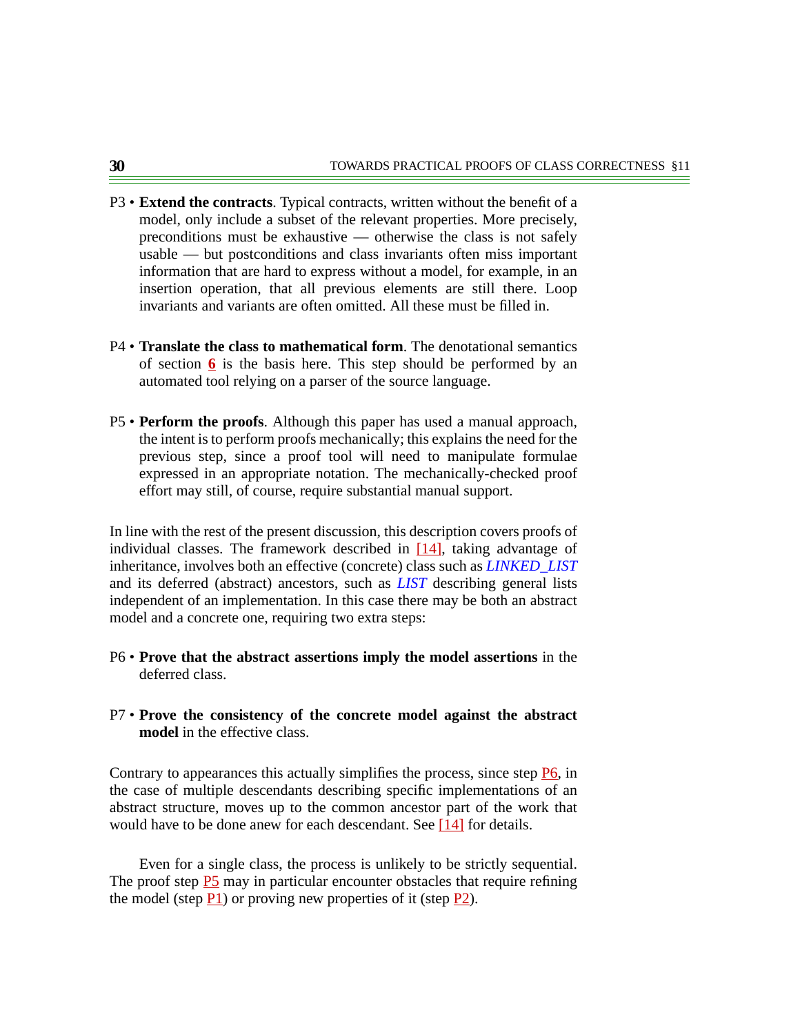- P3 • **Extend the contracts**. Typical contracts, written without the benefit of a model, only include a subset of the relevant properties. More precisely, preconditions must be exhaustive — otherwise the class is not safely usable — but postconditions and class invariants often miss important information that are hard to express without a model, for example, in an insertion operation, that all previous elements are still there. Loop invariants and variants are often omitted. All these must be filled in.

- P4 • **Translate the class to mathematical form**. The denotational semantics of section **6** is the basis here. This step should be performed by an automated tool relying on a parser of the source language.

- P5 • **Perform the proofs**. Although this paper has used a manual approach, the intent is to perform proofs mechanically; this explains the need for the previous step, since a proof tool will need to manipulate formulae expressed in an appropriate notation. The mechanically-checked proof effort may still, of course, require substantial manual support.

In line with the rest of the present discussion, this description covers proofs of individual classes. The framework described in [14], taking advantage of inheritance, involves both an effective (concrete) class such as *LINKED_LIST* and its deferred (abstract) ancestors, such as *LIST* describing general lists independent of an implementation. In this case there may be both an abstract model and a concrete one, requiring two extra steps:

- P6 • **Prove that the abstract assertions imply the model assertions** in the deferred class.

- P7 • **Prove the consistency of the concrete model against the abstract model** in the effective class.

Contrary to appearances this actually simplifies the process, since step P6, in the case of multiple descendants describing specific implementations of an abstract structure, moves up to the common ancestor part of the work that would have to be done anew for each descendant. See [14] for details.

Even for a single class, the process is unlikely to be strictly sequential. The proof step P5 may in particular encounter obstacles that require refining the model (step P1) or proving new properties of it (step P2).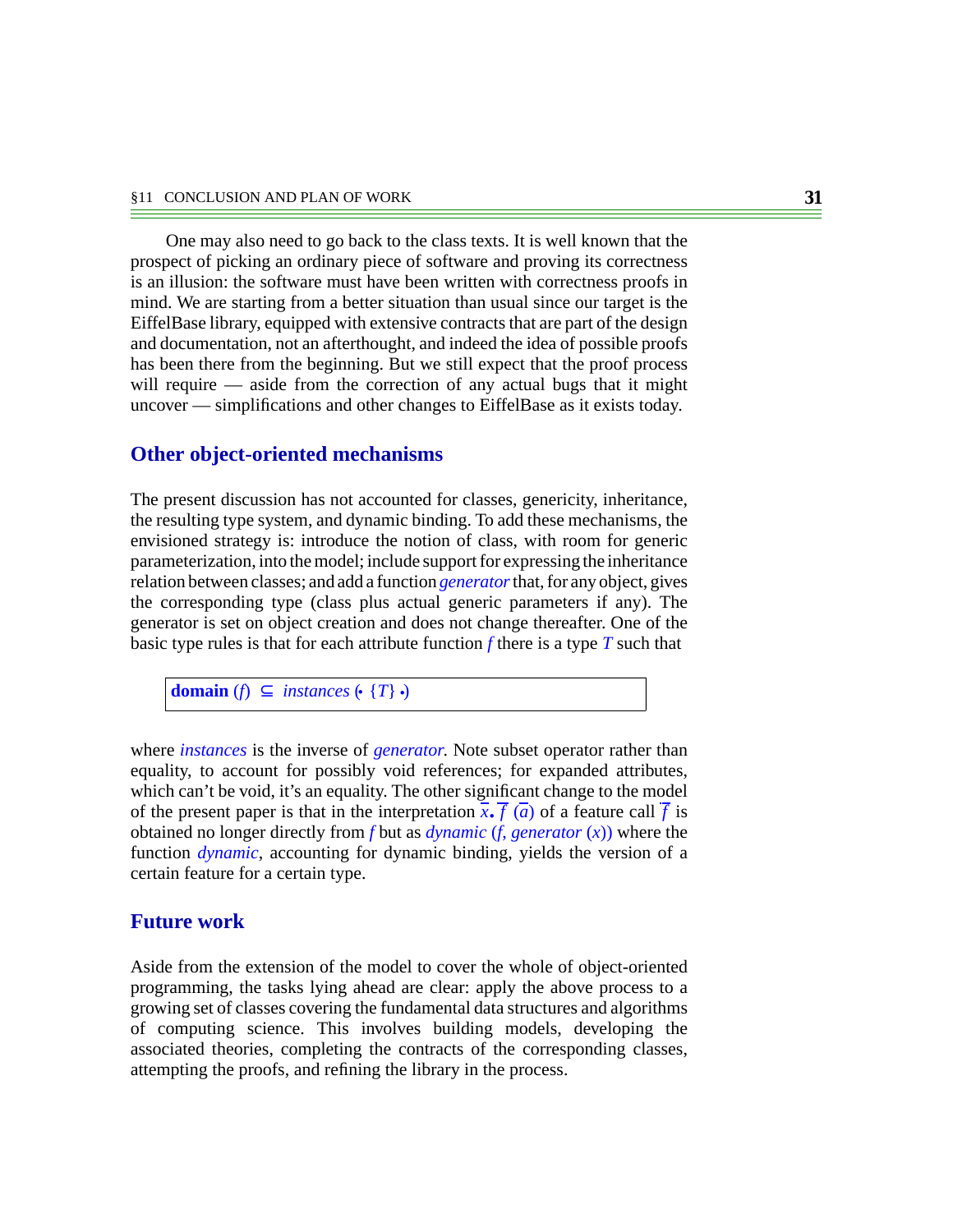One may also need to go back to the class texts. It is well known that the prospect of picking an ordinary piece of software and proving its correctness is an illusion: the software must have been written with correctness proofs in mind. We are starting from a better situation than usual since our target is the EiffelBase library, equipped with extensive contracts that are part of the design and documentation, not an afterthought, and indeed the idea of possible proofs has been there from the beginning. But we still expect that the proof process will require — aside from the correction of any actual bugs that it might uncover — simplifications and other changes to EiffelBase as it exists today.

## Other object-oriented mechanisms

The present discussion has not accounted for classes, genericity, inheritance, the resulting type system, and dynamic binding. To add these mechanisms, the envisioned strategy is: introduce the notion of class, with room for generic parameterization, into the model; include support for expressing the inheritance relation between classes; and add a function *generator* that, for any object, gives the corresponding type (class plus actual generic parameters if any). The generator is set on object creation and does not change thereafter. One of the basic type rules is that for each attribute function *f* there is a type *T* such that

$$\textbf{domain}\ (f)\ \subseteq\ \mathit{instances}\ (\!\bullet\ \{T\}\ \bullet\!)$$

where *instances* is the inverse of *generator*. Note subset operator rather than equality, to account for possibly void references; for expanded attributes, which can't be void, it's an equality. The other significant change to the model of the present paper is that in the interpretation $\overline{x}.\overline{f}\ (\overline{a})$ of a feature call $\overline{f}$ is obtained no longer directly from *f* but as *dynamic* (*f*, *generator* (*x*)) where the function *dynamic*, accounting for dynamic binding, yields the version of a certain feature for a certain type.

## Future work

Aside from the extension of the model to cover the whole of object-oriented programming, the tasks lying ahead are clear: apply the above process to a growing set of classes covering the fundamental data structures and algorithms of computing science. This involves building models, developing the associated theories, completing the contracts of the corresponding classes, attempting the proofs, and refining the library in the process.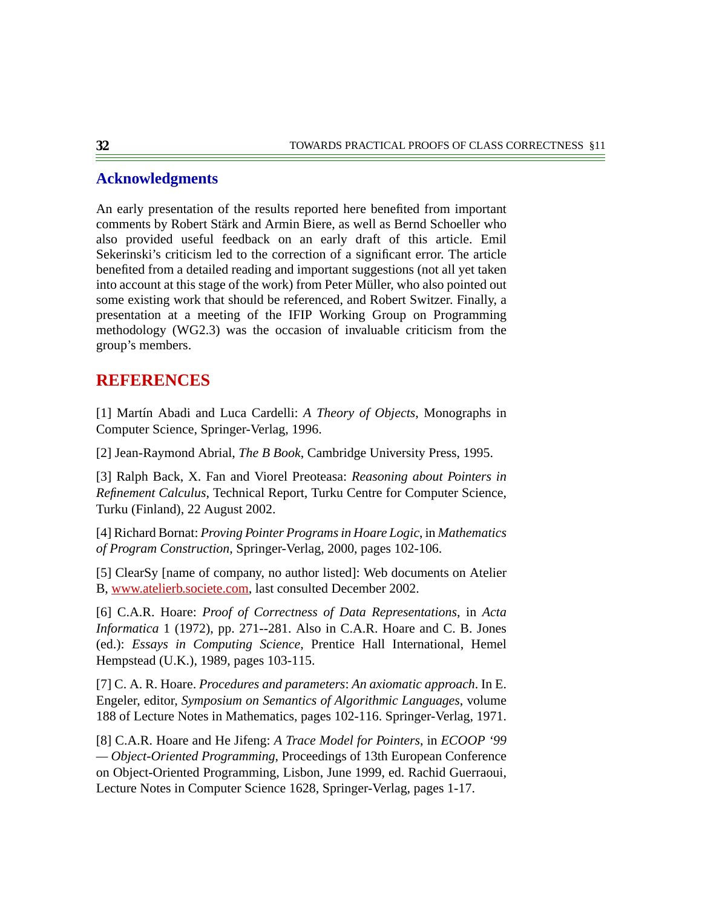## Acknowledgments

An early presentation of the results reported here benefited from important comments by Robert Stärk and Armin Biere, as well as Bernd Schoeller who also provided useful feedback on an early draft of this article. Emil Sekerinski's criticism led to the correction of a significant error. The article benefited from a detailed reading and important suggestions (not all yet taken into account at this stage of the work) from Peter Müller, who also pointed out some existing work that should be referenced, and Robert Switzer. Finally, a presentation at a meeting of the IFIP Working Group on Programming methodology (WG2.3) was the occasion of invaluable criticism from the group's members.

## REFERENCES

[1] Martín Abadi and Luca Cardelli: *A Theory of Objects*, Monographs in Computer Science, Springer-Verlag, 1996.

[2] Jean-Raymond Abrial, *The B Book*, Cambridge University Press, 1995.

[3] Ralph Back, X. Fan and Viorel Preoteasa: *Reasoning about Pointers in Refinement Calculus*, Technical Report, Turku Centre for Computer Science, Turku (Finland), 22 August 2002.

[4] Richard Bornat: *Proving Pointer Programs in Hoare Logic*, in *Mathematics of Program Construction*, Springer-Verlag, 2000, pages 102-106.

[5] ClearSy [name of company, no author listed]: Web documents on Atelier B, www.atelierb.societe.com, last consulted December 2002.

[6] C.A.R. Hoare: *Proof of Correctness of Data Representations*, in *Acta Informatica* 1 (1972), pp. 271--281. Also in C.A.R. Hoare and C. B. Jones (ed.): *Essays in Computing Science*, Prentice Hall International, Hemel Hempstead (U.K.), 1989, pages 103-115.

[7] C. A. R. Hoare. *Procedures and parameters*: *An axiomatic approach*. In E. Engeler, editor, *Symposium on Semantics of Algorithmic Languages*, volume 188 of Lecture Notes in Mathematics, pages 102-116. Springer-Verlag, 1971.

[8] C.A.R. Hoare and He Jifeng: *A Trace Model for Pointers*, in *ECOOP '99 — Object-Oriented Programming*, Proceedings of 13th European Conference on Object-Oriented Programming, Lisbon, June 1999, ed. Rachid Guerraoui, Lecture Notes in Computer Science 1628, Springer-Verlag, pages 1-17.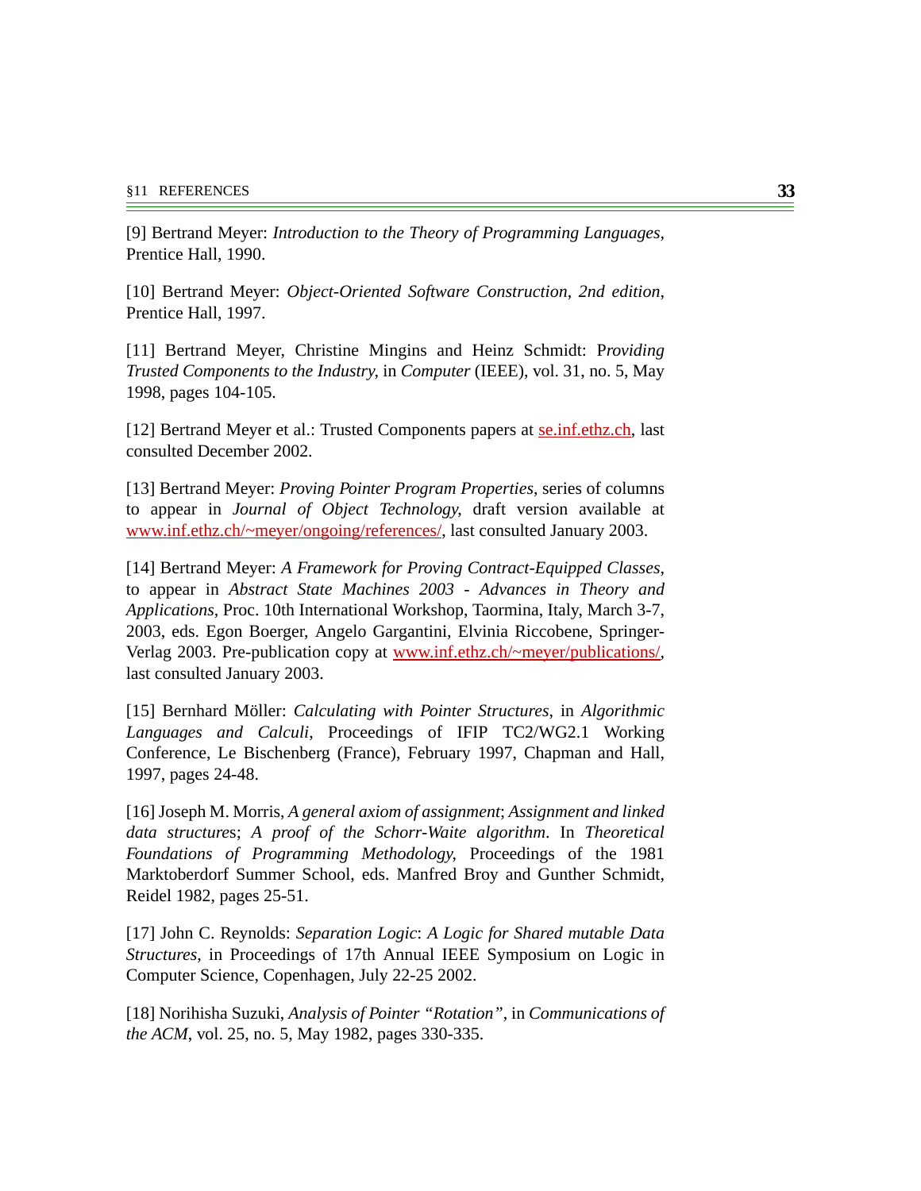[9] Bertrand Meyer: *Introduction to the Theory of Programming Languages*, Prentice Hall, 1990.

[10] Bertrand Meyer: *Object-Oriented Software Construction*, *2nd edition*, Prentice Hall, 1997.

[11] Bertrand Meyer, Christine Mingins and Heinz Schmidt: P*roviding Trusted Components to the Industry*, in *Computer* (IEEE), vol. 31, no. 5, May 1998, pages 104-105.

[12] Bertrand Meyer et al.: Trusted Components papers at se.inf.ethz.ch, last consulted December 2002.

[13] Bertrand Meyer: *Proving Pointer Program Properties*, series of columns to appear in *Journal of Object Technology*, draft version available at www.inf.ethz.ch/~meyer/ongoing/references/, last consulted January 2003.

[14] Bertrand Meyer: *A Framework for Proving Contract-Equipped Classes*, to appear in *Abstract State Machines 2003 - Advances in Theory and Applications*, Proc. 10th International Workshop, Taormina, Italy, March 3-7, 2003, eds. Egon Boerger, Angelo Gargantini, Elvinia Riccobene, Springer-Verlag 2003. Pre-publication copy at www.inf.ethz.ch/~meyer/publications/, last consulted January 2003.

[15] Bernhard Möller: *Calculating with Pointer Structures*, in *Algorithmic Languages and Calculi*, Proceedings of IFIP TC2/WG2.1 Working Conference, Le Bischenberg (France), February 1997, Chapman and Hall, 1997, pages 24-48.

[16] Joseph M. Morris, *A general axiom of assignment*; *Assignment and linked data structure*s; *A proof of the Schorr-Waite algorithm*. In *Theoretical Foundations of Programming Methodology*, Proceedings of the 1981 Marktoberdorf Summer School, eds. Manfred Broy and Gunther Schmidt, Reidel 1982, pages 25-51.

[17] John C. Reynolds: *Separation Logic*: *A Logic for Shared mutable Data Structures*, in Proceedings of 17th Annual IEEE Symposium on Logic in Computer Science, Copenhagen, July 22-25 2002.

[18] Norihisha Suzuki, *Analysis of Pointer "Rotation"*, in *Communications of the ACM*, vol. 25, no. 5, May 1982, pages 330-335.